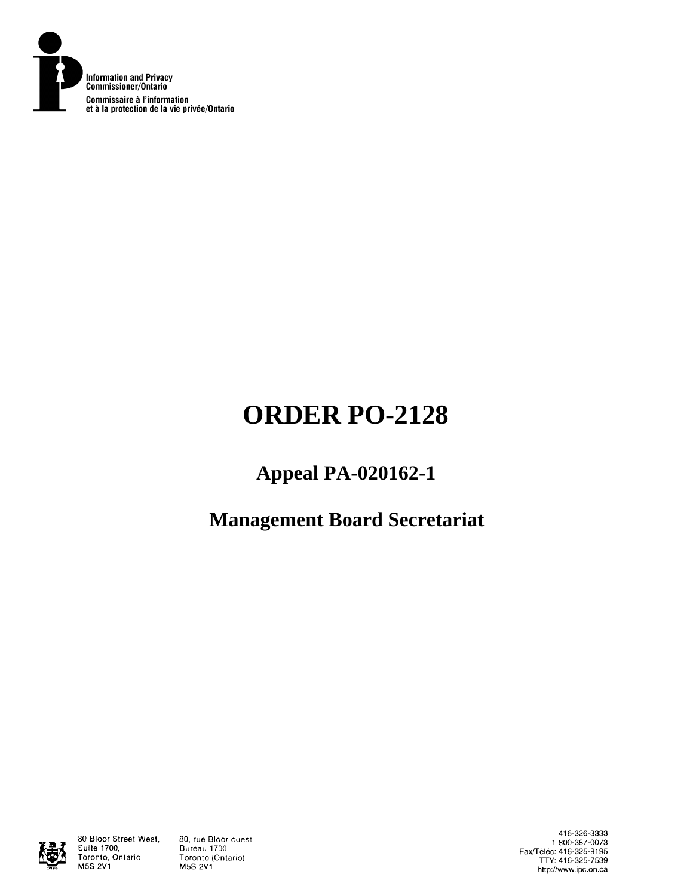Information and Privacy Commissioner/Ontario

Commissaire à l'information et à la protection de la vie privée/Ontario

# ORDER PO-2128

## Appeal PA-020162-1

## Management Board Secretariat

80 Bloor Street West, Suite 1700, Toronto, Ontario M5S 2V1

80, rue Bloor ouest Bureau 1700 Toronto (Ontario) M5S 2V1

416-326-3333
1-800-387-0073
Fax/Téléc: 416-325-9195
TTY: 416-325-7539
http://www.ipc.on.ca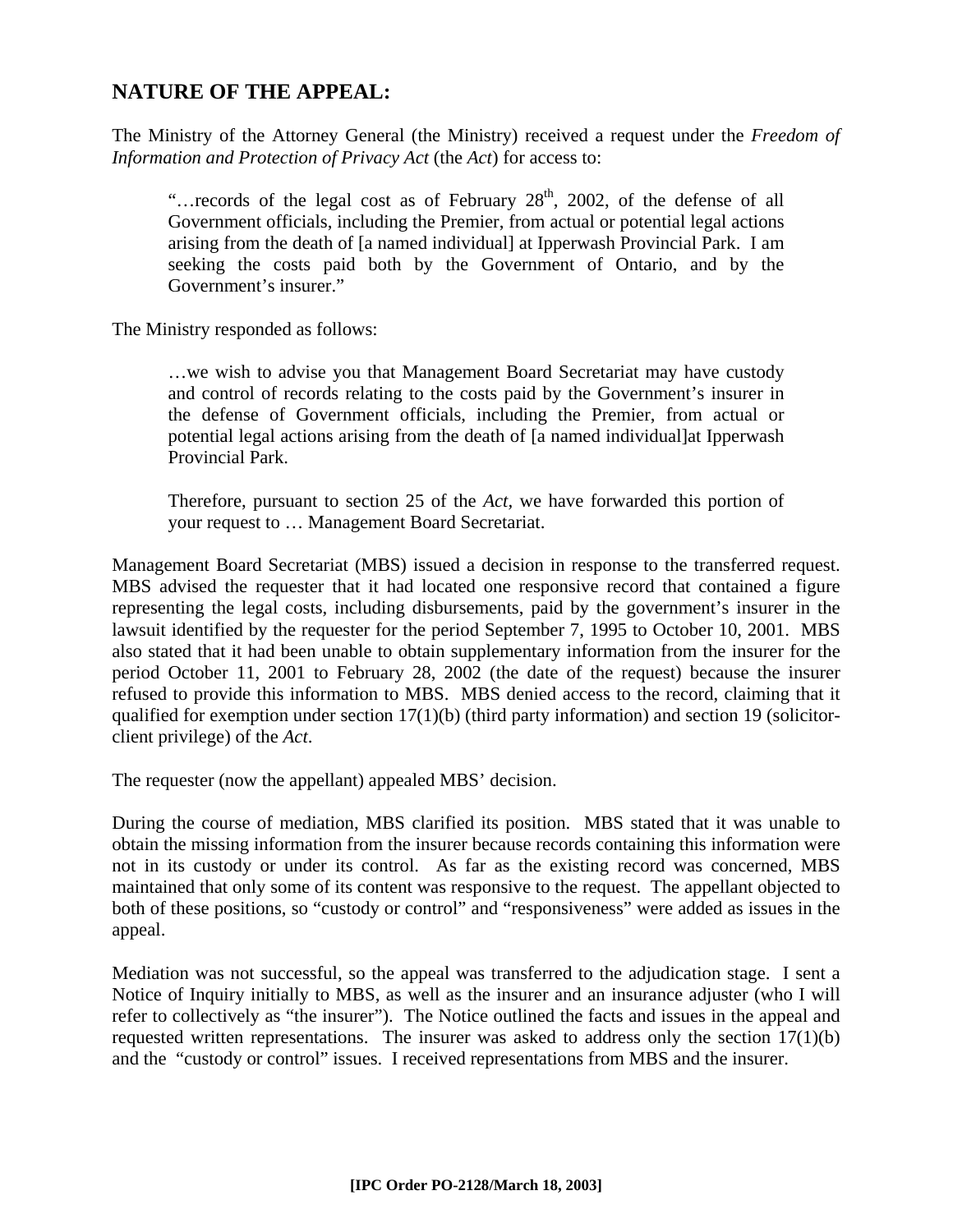## NATURE OF THE APPEAL:

The Ministry of the Attorney General (the Ministry) received a request under the *Freedom of Information and Protection of Privacy Act* (the *Act*) for access to:

> "…records of the legal cost as of February 28th, 2002, of the defense of all Government officials, including the Premier, from actual or potential legal actions arising from the death of [a named individual] at Ipperwash Provincial Park. I am seeking the costs paid both by the Government of Ontario, and by the Government's insurer."

The Ministry responded as follows:

> …we wish to advise you that Management Board Secretariat may have custody and control of records relating to the costs paid by the Government's insurer in the defense of Government officials, including the Premier, from actual or potential legal actions arising from the death of [a named individual]at Ipperwash Provincial Park.
>
> Therefore, pursuant to section 25 of the *Act*, we have forwarded this portion of your request to … Management Board Secretariat.

Management Board Secretariat (MBS) issued a decision in response to the transferred request. MBS advised the requester that it had located one responsive record that contained a figure representing the legal costs, including disbursements, paid by the government's insurer in the lawsuit identified by the requester for the period September 7, 1995 to October 10, 2001. MBS also stated that it had been unable to obtain supplementary information from the insurer for the period October 11, 2001 to February 28, 2002 (the date of the request) because the insurer refused to provide this information to MBS. MBS denied access to the record, claiming that it qualified for exemption under section 17(1)(b) (third party information) and section 19 (solicitor-client privilege) of the *Act*.

The requester (now the appellant) appealed MBS' decision.

During the course of mediation, MBS clarified its position. MBS stated that it was unable to obtain the missing information from the insurer because records containing this information were not in its custody or under its control. As far as the existing record was concerned, MBS maintained that only some of its content was responsive to the request. The appellant objected to both of these positions, so "custody or control" and "responsiveness" were added as issues in the appeal.

Mediation was not successful, so the appeal was transferred to the adjudication stage. I sent a Notice of Inquiry initially to MBS, as well as the insurer and an insurance adjuster (who I will refer to collectively as "the insurer"). The Notice outlined the facts and issues in the appeal and requested written representations. The insurer was asked to address only the section 17(1)(b) and the "custody or control" issues. I received representations from MBS and the insurer.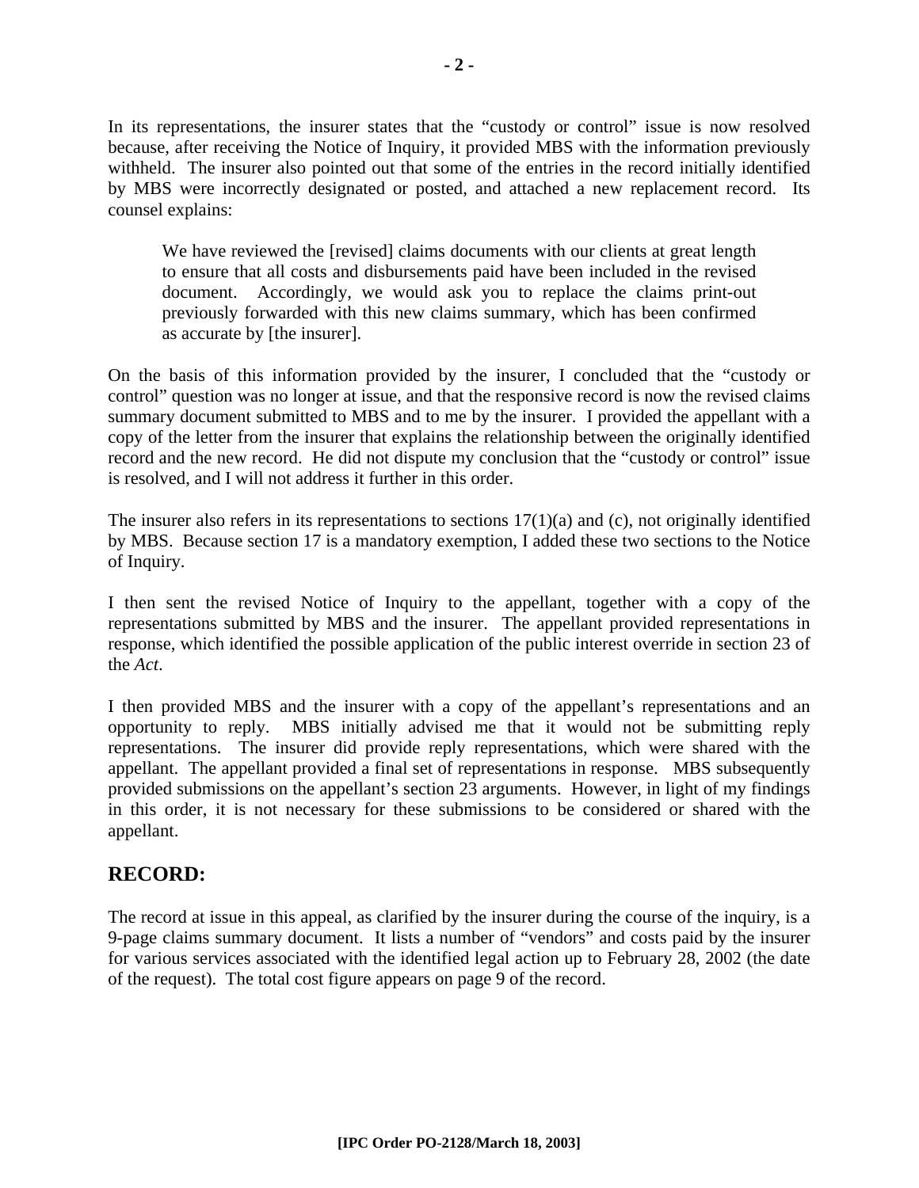In its representations, the insurer states that the "custody or control" issue is now resolved because, after receiving the Notice of Inquiry, it provided MBS with the information previously withheld. The insurer also pointed out that some of the entries in the record initially identified by MBS were incorrectly designated or posted, and attached a new replacement record. Its counsel explains:

> We have reviewed the [revised] claims documents with our clients at great length to ensure that all costs and disbursements paid have been included in the revised document. Accordingly, we would ask you to replace the claims print-out previously forwarded with this new claims summary, which has been confirmed as accurate by [the insurer].

On the basis of this information provided by the insurer, I concluded that the "custody or control" question was no longer at issue, and that the responsive record is now the revised claims summary document submitted to MBS and to me by the insurer. I provided the appellant with a copy of the letter from the insurer that explains the relationship between the originally identified record and the new record. He did not dispute my conclusion that the "custody or control" issue is resolved, and I will not address it further in this order.

The insurer also refers in its representations to sections 17(1)(a) and (c), not originally identified by MBS. Because section 17 is a mandatory exemption, I added these two sections to the Notice of Inquiry.

I then sent the revised Notice of Inquiry to the appellant, together with a copy of the representations submitted by MBS and the insurer. The appellant provided representations in response, which identified the possible application of the public interest override in section 23 of the *Act*.

I then provided MBS and the insurer with a copy of the appellant's representations and an opportunity to reply. MBS initially advised me that it would not be submitting reply representations. The insurer did provide reply representations, which were shared with the appellant. The appellant provided a final set of representations in response. MBS subsequently provided submissions on the appellant's section 23 arguments. However, in light of my findings in this order, it is not necessary for these submissions to be considered or shared with the appellant.

## RECORD:

The record at issue in this appeal, as clarified by the insurer during the course of the inquiry, is a 9-page claims summary document. It lists a number of "vendors" and costs paid by the insurer for various services associated with the identified legal action up to February 28, 2002 (the date of the request). The total cost figure appears on page 9 of the record.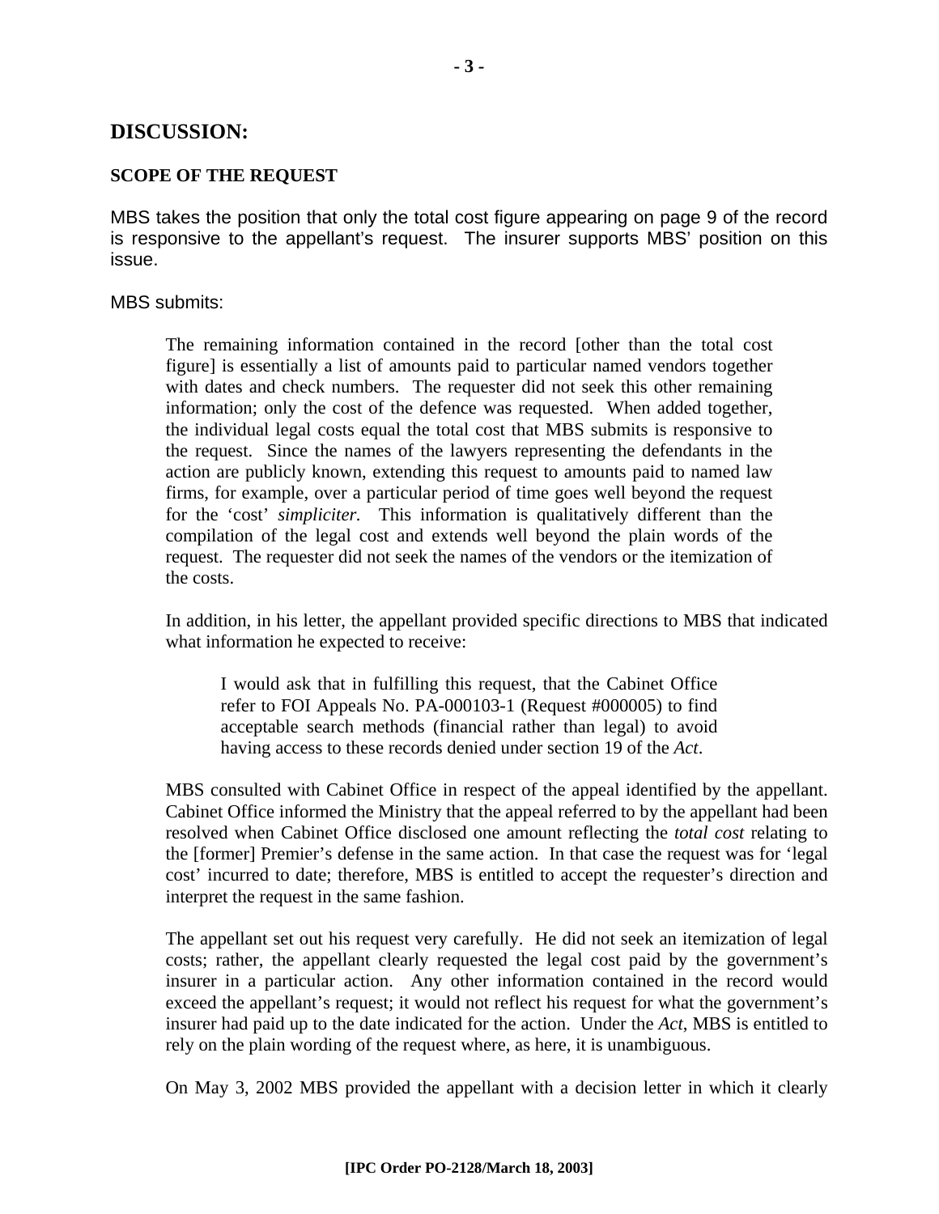## DISCUSSION:

### SCOPE OF THE REQUEST

MBS takes the position that only the total cost figure appearing on page 9 of the record is responsive to the appellant's request. The insurer supports MBS' position on this issue.

MBS submits:

> The remaining information contained in the record [other than the total cost figure] is essentially a list of amounts paid to particular named vendors together with dates and check numbers. The requester did not seek this other remaining information; only the cost of the defence was requested. When added together, the individual legal costs equal the total cost that MBS submits is responsive to the request. Since the names of the lawyers representing the defendants in the action are publicly known, extending this request to amounts paid to named law firms, for example, over a particular period of time goes well beyond the request for the 'cost' *simpliciter.* This information is qualitatively different than the compilation of the legal cost and extends well beyond the plain words of the request. The requester did not seek the names of the vendors or the itemization of the costs.
>
> In addition, in his letter, the appellant provided specific directions to MBS that indicated what information he expected to receive:
>
>> I would ask that in fulfilling this request, that the Cabinet Office refer to FOI Appeals No. PA-000103-1 (Request #000005) to find acceptable search methods (financial rather than legal) to avoid having access to these records denied under section 19 of the *Act*.
>
> MBS consulted with Cabinet Office in respect of the appeal identified by the appellant. Cabinet Office informed the Ministry that the appeal referred to by the appellant had been resolved when Cabinet Office disclosed one amount reflecting the *total cost* relating to the [former] Premier's defense in the same action. In that case the request was for 'legal cost' incurred to date; therefore, MBS is entitled to accept the requester's direction and interpret the request in the same fashion.
>
> The appellant set out his request very carefully. He did not seek an itemization of legal costs; rather, the appellant clearly requested the legal cost paid by the government's insurer in a particular action. Any other information contained in the record would exceed the appellant's request; it would not reflect his request for what the government's insurer had paid up to the date indicated for the action. Under the *Act*, MBS is entitled to rely on the plain wording of the request where, as here, it is unambiguous.
>
> On May 3, 2002 MBS provided the appellant with a decision letter in which it clearly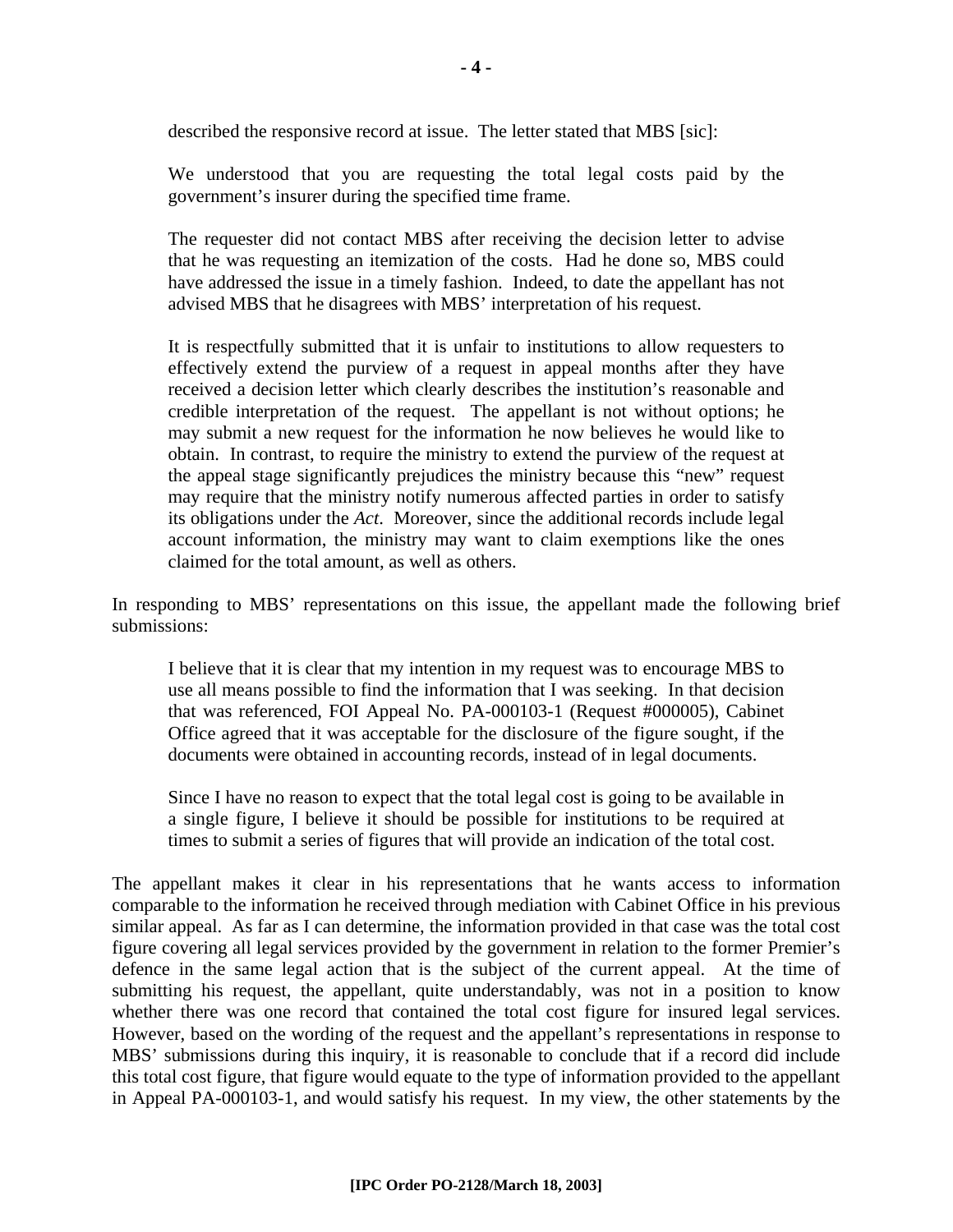described the responsive record at issue. The letter stated that MBS [sic]:

> We understood that you are requesting the total legal costs paid by the government's insurer during the specified time frame.
>
> The requester did not contact MBS after receiving the decision letter to advise that he was requesting an itemization of the costs. Had he done so, MBS could have addressed the issue in a timely fashion. Indeed, to date the appellant has not advised MBS that he disagrees with MBS' interpretation of his request.
>
> It is respectfully submitted that it is unfair to institutions to allow requesters to effectively extend the purview of a request in appeal months after they have received a decision letter which clearly describes the institution's reasonable and credible interpretation of the request. The appellant is not without options; he may submit a new request for the information he now believes he would like to obtain. In contrast, to require the ministry to extend the purview of the request at the appeal stage significantly prejudices the ministry because this "new" request may require that the ministry notify numerous affected parties in order to satisfy its obligations under the *Act*. Moreover, since the additional records include legal account information, the ministry may want to claim exemptions like the ones claimed for the total amount, as well as others.

In responding to MBS' representations on this issue, the appellant made the following brief submissions:

> I believe that it is clear that my intention in my request was to encourage MBS to use all means possible to find the information that I was seeking. In that decision that was referenced, FOI Appeal No. PA-000103-1 (Request #000005), Cabinet Office agreed that it was acceptable for the disclosure of the figure sought, if the documents were obtained in accounting records, instead of in legal documents.
>
> Since I have no reason to expect that the total legal cost is going to be available in a single figure, I believe it should be possible for institutions to be required at times to submit a series of figures that will provide an indication of the total cost.

The appellant makes it clear in his representations that he wants access to information comparable to the information he received through mediation with Cabinet Office in his previous similar appeal. As far as I can determine, the information provided in that case was the total cost figure covering all legal services provided by the government in relation to the former Premier's defence in the same legal action that is the subject of the current appeal. At the time of submitting his request, the appellant, quite understandably, was not in a position to know whether there was one record that contained the total cost figure for insured legal services. However, based on the wording of the request and the appellant's representations in response to MBS' submissions during this inquiry, it is reasonable to conclude that if a record did include this total cost figure, that figure would equate to the type of information provided to the appellant in Appeal PA-000103-1, and would satisfy his request. In my view, the other statements by the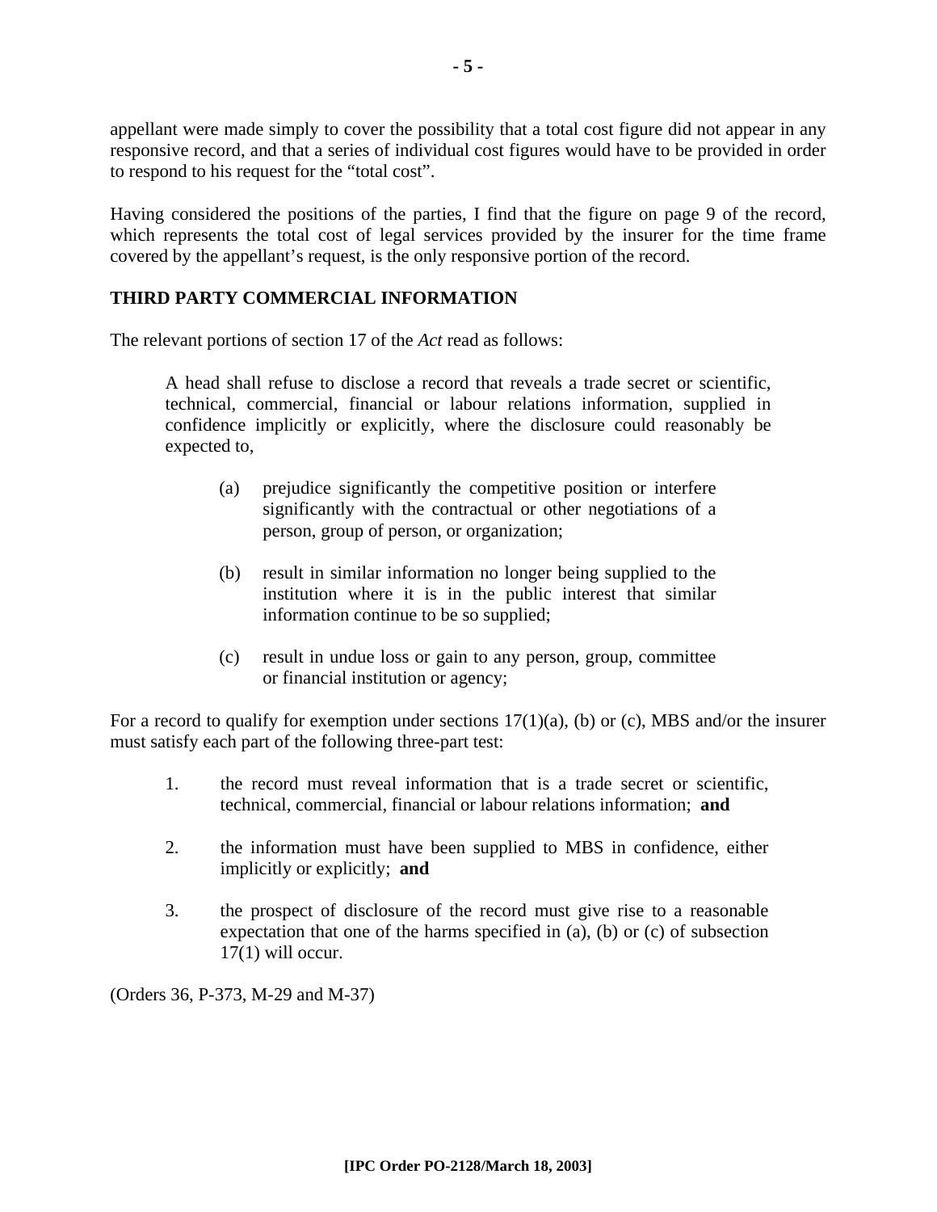appellant were made simply to cover the possibility that a total cost figure did not appear in any responsive record, and that a series of individual cost figures would have to be provided in order to respond to his request for the "total cost".

Having considered the positions of the parties, I find that the figure on page 9 of the record, which represents the total cost of legal services provided by the insurer for the time frame covered by the appellant's request, is the only responsive portion of the record.

## THIRD PARTY COMMERCIAL INFORMATION

The relevant portions of section 17 of the *Act* read as follows:

> A head shall refuse to disclose a record that reveals a trade secret or scientific, technical, commercial, financial or labour relations information, supplied in confidence implicitly or explicitly, where the disclosure could reasonably be expected to,
>
> (a) prejudice significantly the competitive position or interfere significantly with the contractual or other negotiations of a person, group of person, or organization;
>
> (b) result in similar information no longer being supplied to the institution where it is in the public interest that similar information continue to be so supplied;
>
> (c) result in undue loss or gain to any person, group, committee or financial institution or agency;

For a record to qualify for exemption under sections 17(1)(a), (b) or (c), MBS and/or the insurer must satisfy each part of the following three-part test:

1. the record must reveal information that is a trade secret or scientific, technical, commercial, financial or labour relations information; **and**

2. the information must have been supplied to MBS in confidence, either implicitly or explicitly; **and**

3. the prospect of disclosure of the record must give rise to a reasonable expectation that one of the harms specified in (a), (b) or (c) of subsection 17(1) will occur.

(Orders 36, P-373, M-29 and M-37)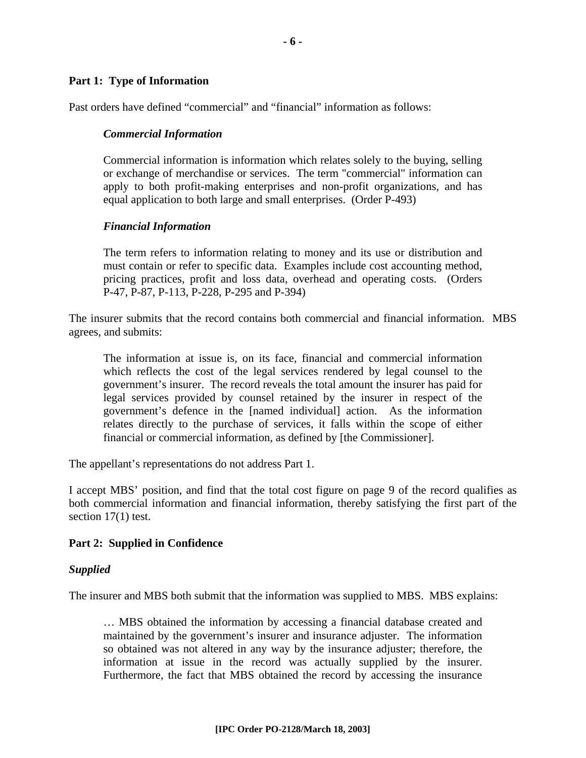**Part 1: Type of Information**

Past orders have defined "commercial" and "financial" information as follows:

> ***Commercial Information***
>
> Commercial information is information which relates solely to the buying, selling or exchange of merchandise or services. The term "commercial" information can apply to both profit-making enterprises and non-profit organizations, and has equal application to both large and small enterprises. (Order P-493)
>
> ***Financial Information***
>
> The term refers to information relating to money and its use or distribution and must contain or refer to specific data. Examples include cost accounting method, pricing practices, profit and loss data, overhead and operating costs. (Orders P-47, P-87, P-113, P-228, P-295 and P-394)

The insurer submits that the record contains both commercial and financial information. MBS agrees, and submits:

> The information at issue is, on its face, financial and commercial information which reflects the cost of the legal services rendered by legal counsel to the government's insurer. The record reveals the total amount the insurer has paid for legal services provided by counsel retained by the insurer in respect of the government's defence in the [named individual] action. As the information relates directly to the purchase of services, it falls within the scope of either financial or commercial information, as defined by [the Commissioner].

The appellant's representations do not address Part 1.

I accept MBS' position, and find that the total cost figure on page 9 of the record qualifies as both commercial information and financial information, thereby satisfying the first part of the section 17(1) test.

**Part 2: Supplied in Confidence**

***Supplied***

The insurer and MBS both submit that the information was supplied to MBS. MBS explains:

> … MBS obtained the information by accessing a financial database created and maintained by the government's insurer and insurance adjuster. The information so obtained was not altered in any way by the insurance adjuster; therefore, the information at issue in the record was actually supplied by the insurer. Furthermore, the fact that MBS obtained the record by accessing the insurance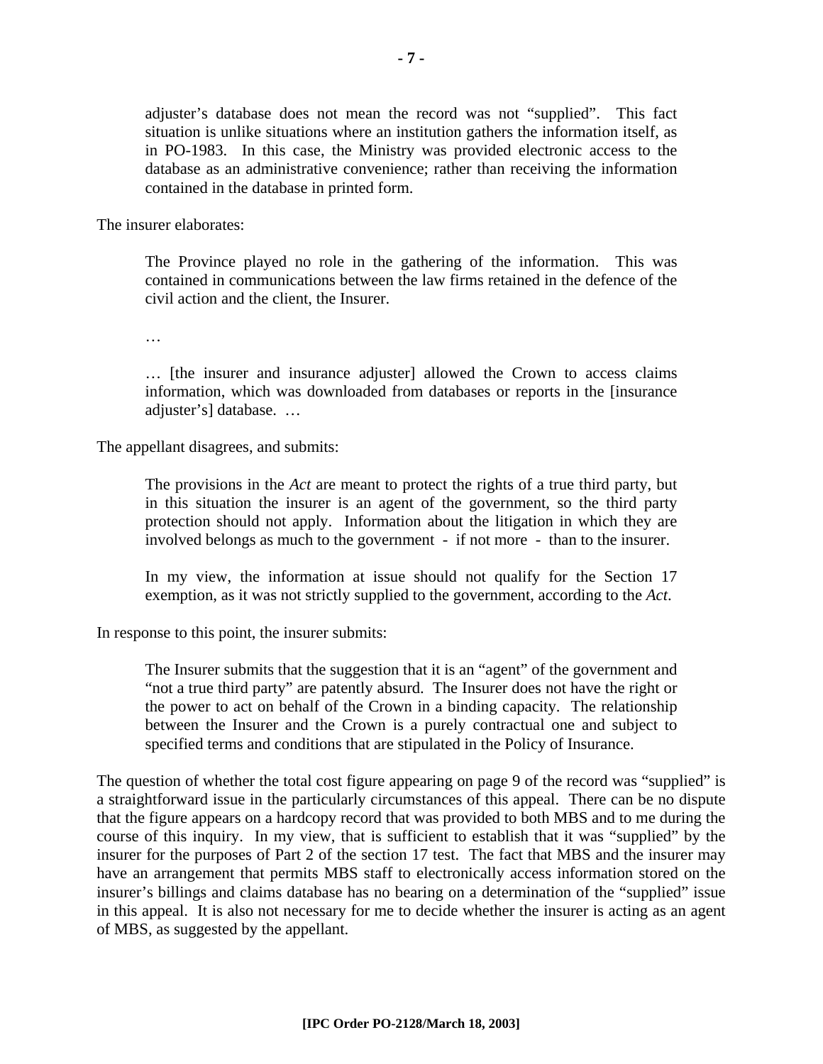> adjuster's database does not mean the record was not "supplied". This fact situation is unlike situations where an institution gathers the information itself, as in PO-1983. In this case, the Ministry was provided electronic access to the database as an administrative convenience; rather than receiving the information contained in the database in printed form.

The insurer elaborates:

> The Province played no role in the gathering of the information. This was contained in communications between the law firms retained in the defence of the civil action and the client, the Insurer.
>
> …
>
> … [the insurer and insurance adjuster] allowed the Crown to access claims information, which was downloaded from databases or reports in the [insurance adjuster's] database. …

The appellant disagrees, and submits:

> The provisions in the *Act* are meant to protect the rights of a true third party, but in this situation the insurer is an agent of the government, so the third party protection should not apply. Information about the litigation in which they are involved belongs as much to the government - if not more - than to the insurer.
>
> In my view, the information at issue should not qualify for the Section 17 exemption, as it was not strictly supplied to the government, according to the *Act*.

In response to this point, the insurer submits:

> The Insurer submits that the suggestion that it is an "agent" of the government and "not a true third party" are patently absurd. The Insurer does not have the right or the power to act on behalf of the Crown in a binding capacity. The relationship between the Insurer and the Crown is a purely contractual one and subject to specified terms and conditions that are stipulated in the Policy of Insurance.

The question of whether the total cost figure appearing on page 9 of the record was "supplied" is a straightforward issue in the particularly circumstances of this appeal. There can be no dispute that the figure appears on a hardcopy record that was provided to both MBS and to me during the course of this inquiry. In my view, that is sufficient to establish that it was "supplied" by the insurer for the purposes of Part 2 of the section 17 test. The fact that MBS and the insurer may have an arrangement that permits MBS staff to electronically access information stored on the insurer's billings and claims database has no bearing on a determination of the "supplied" issue in this appeal. It is also not necessary for me to decide whether the insurer is acting as an agent of MBS, as suggested by the appellant.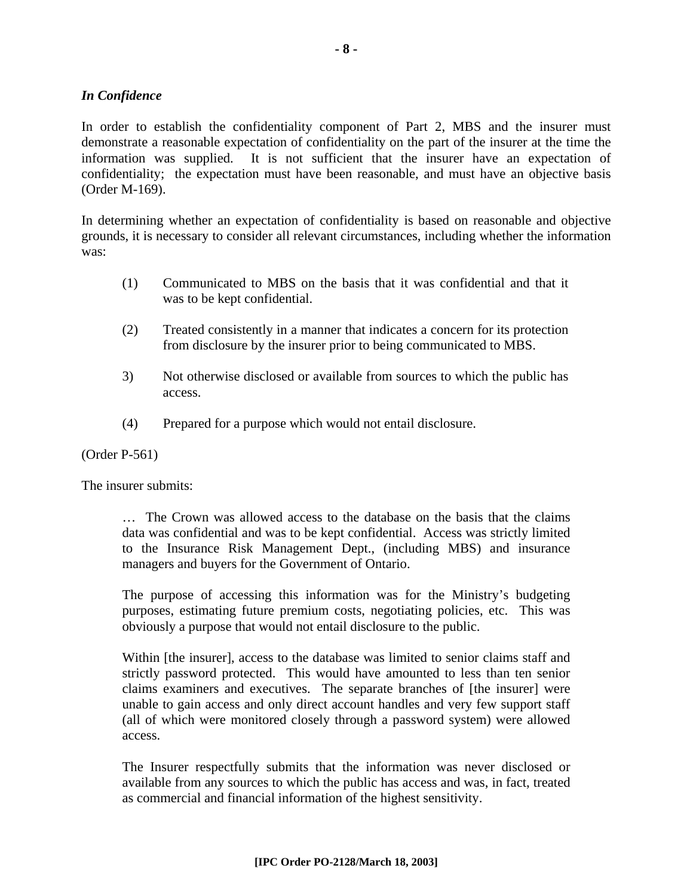*In Confidence*

In order to establish the confidentiality component of Part 2, MBS and the insurer must demonstrate a reasonable expectation of confidentiality on the part of the insurer at the time the information was supplied. It is not sufficient that the insurer have an expectation of confidentiality; the expectation must have been reasonable, and must have an objective basis (Order M-169).

In determining whether an expectation of confidentiality is based on reasonable and objective grounds, it is necessary to consider all relevant circumstances, including whether the information was:

(1) Communicated to MBS on the basis that it was confidential and that it was to be kept confidential.

(2) Treated consistently in a manner that indicates a concern for its protection from disclosure by the insurer prior to being communicated to MBS.

3) Not otherwise disclosed or available from sources to which the public has access.

(4) Prepared for a purpose which would not entail disclosure.

(Order P-561)

The insurer submits:

> … The Crown was allowed access to the database on the basis that the claims data was confidential and was to be kept confidential. Access was strictly limited to the Insurance Risk Management Dept., (including MBS) and insurance managers and buyers for the Government of Ontario.
>
> The purpose of accessing this information was for the Ministry's budgeting purposes, estimating future premium costs, negotiating policies, etc. This was obviously a purpose that would not entail disclosure to the public.
>
> Within [the insurer], access to the database was limited to senior claims staff and strictly password protected. This would have amounted to less than ten senior claims examiners and executives. The separate branches of [the insurer] were unable to gain access and only direct account handles and very few support staff (all of which were monitored closely through a password system) were allowed access.
>
> The Insurer respectfully submits that the information was never disclosed or available from any sources to which the public has access and was, in fact, treated as commercial and financial information of the highest sensitivity.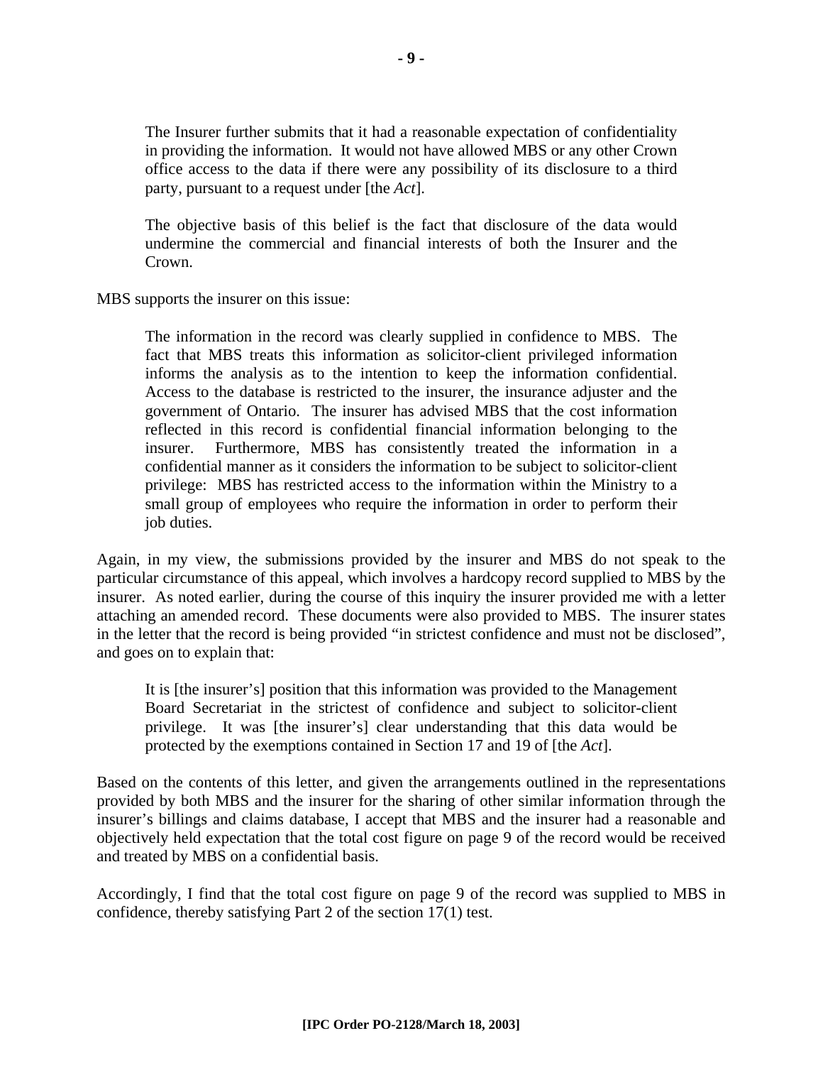> The Insurer further submits that it had a reasonable expectation of confidentiality in providing the information. It would not have allowed MBS or any other Crown office access to the data if there were any possibility of its disclosure to a third party, pursuant to a request under [the *Act*].
>
> The objective basis of this belief is the fact that disclosure of the data would undermine the commercial and financial interests of both the Insurer and the Crown.

MBS supports the insurer on this issue:

> The information in the record was clearly supplied in confidence to MBS. The fact that MBS treats this information as solicitor-client privileged information informs the analysis as to the intention to keep the information confidential. Access to the database is restricted to the insurer, the insurance adjuster and the government of Ontario. The insurer has advised MBS that the cost information reflected in this record is confidential financial information belonging to the insurer. Furthermore, MBS has consistently treated the information in a confidential manner as it considers the information to be subject to solicitor-client privilege: MBS has restricted access to the information within the Ministry to a small group of employees who require the information in order to perform their job duties.

Again, in my view, the submissions provided by the insurer and MBS do not speak to the particular circumstance of this appeal, which involves a hardcopy record supplied to MBS by the insurer. As noted earlier, during the course of this inquiry the insurer provided me with a letter attaching an amended record. These documents were also provided to MBS. The insurer states in the letter that the record is being provided "in strictest confidence and must not be disclosed", and goes on to explain that:

> It is [the insurer's] position that this information was provided to the Management Board Secretariat in the strictest of confidence and subject to solicitor-client privilege. It was [the insurer's] clear understanding that this data would be protected by the exemptions contained in Section 17 and 19 of [the *Act*].

Based on the contents of this letter, and given the arrangements outlined in the representations provided by both MBS and the insurer for the sharing of other similar information through the insurer's billings and claims database, I accept that MBS and the insurer had a reasonable and objectively held expectation that the total cost figure on page 9 of the record would be received and treated by MBS on a confidential basis.

Accordingly, I find that the total cost figure on page 9 of the record was supplied to MBS in confidence, thereby satisfying Part 2 of the section 17(1) test.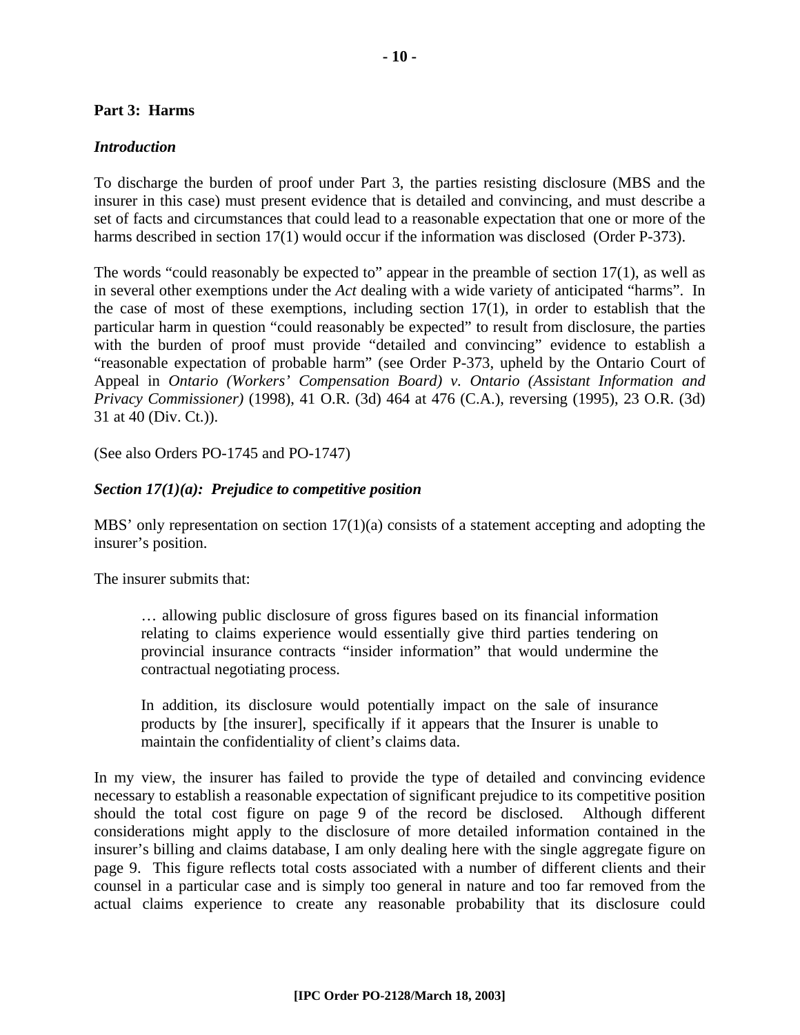**Part 3: Harms**

***Introduction***

To discharge the burden of proof under Part 3, the parties resisting disclosure (MBS and the insurer in this case) must present evidence that is detailed and convincing, and must describe a set of facts and circumstances that could lead to a reasonable expectation that one or more of the harms described in section 17(1) would occur if the information was disclosed (Order P-373).

The words "could reasonably be expected to" appear in the preamble of section 17(1), as well as in several other exemptions under the *Act* dealing with a wide variety of anticipated "harms". In the case of most of these exemptions, including section 17(1), in order to establish that the particular harm in question "could reasonably be expected" to result from disclosure, the parties with the burden of proof must provide "detailed and convincing" evidence to establish a "reasonable expectation of probable harm" (see Order P-373, upheld by the Ontario Court of Appeal in *Ontario (Workers' Compensation Board) v. Ontario (Assistant Information and Privacy Commissioner)* (1998), 41 O.R. (3d) 464 at 476 (C.A.), reversing (1995), 23 O.R. (3d) 31 at 40 (Div. Ct.)).

(See also Orders PO-1745 and PO-1747)

***Section 17(1)(a): Prejudice to competitive position***

MBS' only representation on section 17(1)(a) consists of a statement accepting and adopting the insurer's position.

The insurer submits that:

> … allowing public disclosure of gross figures based on its financial information relating to claims experience would essentially give third parties tendering on provincial insurance contracts "insider information" that would undermine the contractual negotiating process.
>
> In addition, its disclosure would potentially impact on the sale of insurance products by [the insurer], specifically if it appears that the Insurer is unable to maintain the confidentiality of client's claims data.

In my view, the insurer has failed to provide the type of detailed and convincing evidence necessary to establish a reasonable expectation of significant prejudice to its competitive position should the total cost figure on page 9 of the record be disclosed. Although different considerations might apply to the disclosure of more detailed information contained in the insurer's billing and claims database, I am only dealing here with the single aggregate figure on page 9. This figure reflects total costs associated with a number of different clients and their counsel in a particular case and is simply too general in nature and too far removed from the actual claims experience to create any reasonable probability that its disclosure could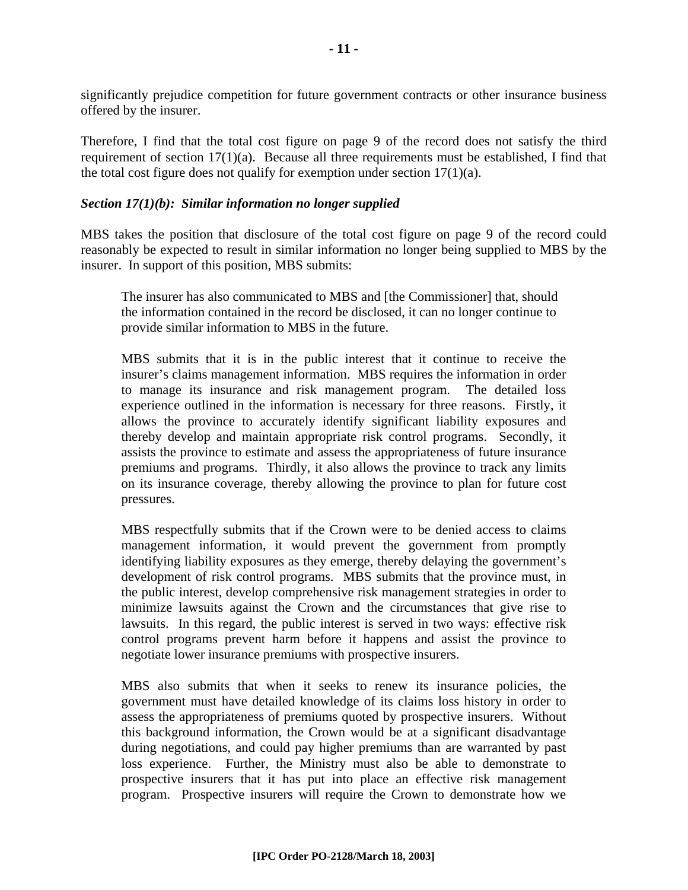significantly prejudice competition for future government contracts or other insurance business offered by the insurer.

Therefore, I find that the total cost figure on page 9 of the record does not satisfy the third requirement of section 17(1)(a). Because all three requirements must be established, I find that the total cost figure does not qualify for exemption under section 17(1)(a).

### *Section 17(1)(b): Similar information no longer supplied*

MBS takes the position that disclosure of the total cost figure on page 9 of the record could reasonably be expected to result in similar information no longer being supplied to MBS by the insurer. In support of this position, MBS submits:

> The insurer has also communicated to MBS and [the Commissioner] that, should the information contained in the record be disclosed, it can no longer continue to provide similar information to MBS in the future.
>
> MBS submits that it is in the public interest that it continue to receive the insurer's claims management information. MBS requires the information in order to manage its insurance and risk management program. The detailed loss experience outlined in the information is necessary for three reasons. Firstly, it allows the province to accurately identify significant liability exposures and thereby develop and maintain appropriate risk control programs. Secondly, it assists the province to estimate and assess the appropriateness of future insurance premiums and programs. Thirdly, it also allows the province to track any limits on its insurance coverage, thereby allowing the province to plan for future cost pressures.
>
> MBS respectfully submits that if the Crown were to be denied access to claims management information, it would prevent the government from promptly identifying liability exposures as they emerge, thereby delaying the government's development of risk control programs. MBS submits that the province must, in the public interest, develop comprehensive risk management strategies in order to minimize lawsuits against the Crown and the circumstances that give rise to lawsuits. In this regard, the public interest is served in two ways: effective risk control programs prevent harm before it happens and assist the province to negotiate lower insurance premiums with prospective insurers.
>
> MBS also submits that when it seeks to renew its insurance policies, the government must have detailed knowledge of its claims loss history in order to assess the appropriateness of premiums quoted by prospective insurers. Without this background information, the Crown would be at a significant disadvantage during negotiations, and could pay higher premiums than are warranted by past loss experience. Further, the Ministry must also be able to demonstrate to prospective insurers that it has put into place an effective risk management program. Prospective insurers will require the Crown to demonstrate how we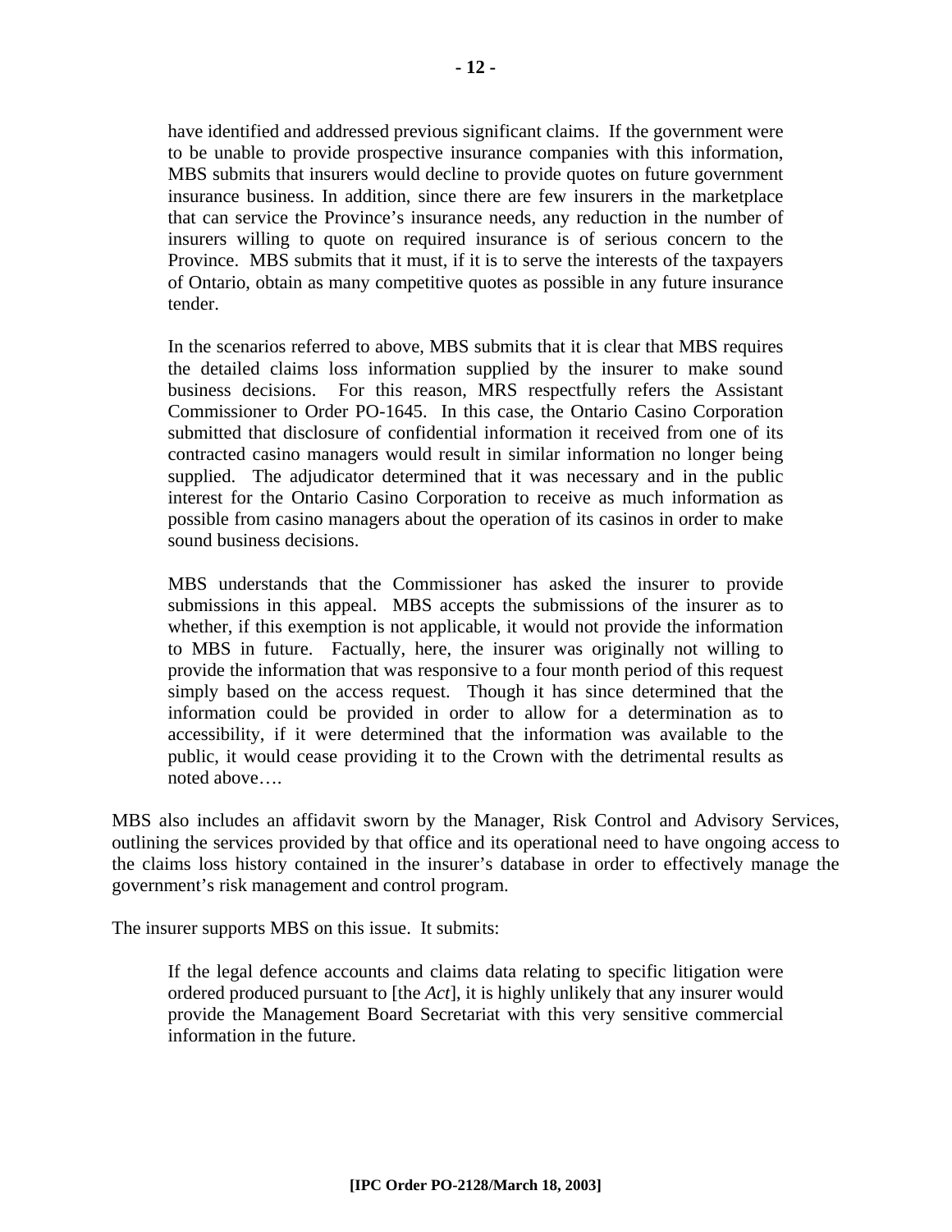> have identified and addressed previous significant claims. If the government were to be unable to provide prospective insurance companies with this information, MBS submits that insurers would decline to provide quotes on future government insurance business. In addition, since there are few insurers in the marketplace that can service the Province's insurance needs, any reduction in the number of insurers willing to quote on required insurance is of serious concern to the Province. MBS submits that it must, if it is to serve the interests of the taxpayers of Ontario, obtain as many competitive quotes as possible in any future insurance tender.
>
> In the scenarios referred to above, MBS submits that it is clear that MBS requires the detailed claims loss information supplied by the insurer to make sound business decisions. For this reason, MRS respectfully refers the Assistant Commissioner to Order PO-1645. In this case, the Ontario Casino Corporation submitted that disclosure of confidential information it received from one of its contracted casino managers would result in similar information no longer being supplied. The adjudicator determined that it was necessary and in the public interest for the Ontario Casino Corporation to receive as much information as possible from casino managers about the operation of its casinos in order to make sound business decisions.
>
> MBS understands that the Commissioner has asked the insurer to provide submissions in this appeal. MBS accepts the submissions of the insurer as to whether, if this exemption is not applicable, it would not provide the information to MBS in future. Factually, here, the insurer was originally not willing to provide the information that was responsive to a four month period of this request simply based on the access request. Though it has since determined that the information could be provided in order to allow for a determination as to accessibility, if it were determined that the information was available to the public, it would cease providing it to the Crown with the detrimental results as noted above….

MBS also includes an affidavit sworn by the Manager, Risk Control and Advisory Services, outlining the services provided by that office and its operational need to have ongoing access to the claims loss history contained in the insurer's database in order to effectively manage the government's risk management and control program.

The insurer supports MBS on this issue. It submits:

> If the legal defence accounts and claims data relating to specific litigation were ordered produced pursuant to [the *Act*], it is highly unlikely that any insurer would provide the Management Board Secretariat with this very sensitive commercial information in the future.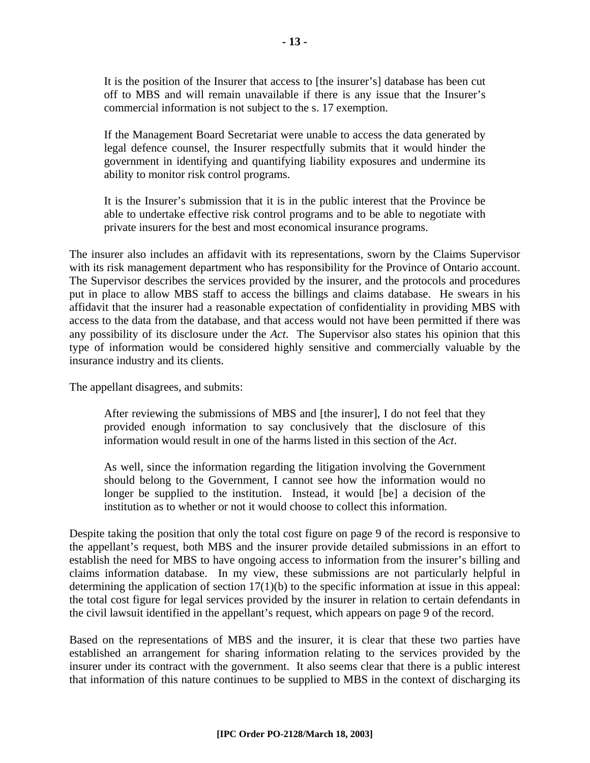> It is the position of the Insurer that access to [the insurer's] database has been cut off to MBS and will remain unavailable if there is any issue that the Insurer's commercial information is not subject to the s. 17 exemption.
>
> If the Management Board Secretariat were unable to access the data generated by legal defence counsel, the Insurer respectfully submits that it would hinder the government in identifying and quantifying liability exposures and undermine its ability to monitor risk control programs.
>
> It is the Insurer's submission that it is in the public interest that the Province be able to undertake effective risk control programs and to be able to negotiate with private insurers for the best and most economical insurance programs.

The insurer also includes an affidavit with its representations, sworn by the Claims Supervisor with its risk management department who has responsibility for the Province of Ontario account. The Supervisor describes the services provided by the insurer, and the protocols and procedures put in place to allow MBS staff to access the billings and claims database. He swears in his affidavit that the insurer had a reasonable expectation of confidentiality in providing MBS with access to the data from the database, and that access would not have been permitted if there was any possibility of its disclosure under the *Act*. The Supervisor also states his opinion that this type of information would be considered highly sensitive and commercially valuable by the insurance industry and its clients.

The appellant disagrees, and submits:

> After reviewing the submissions of MBS and [the insurer], I do not feel that they provided enough information to say conclusively that the disclosure of this information would result in one of the harms listed in this section of the *Act*.
>
> As well, since the information regarding the litigation involving the Government should belong to the Government, I cannot see how the information would no longer be supplied to the institution. Instead, it would [be] a decision of the institution as to whether or not it would choose to collect this information.

Despite taking the position that only the total cost figure on page 9 of the record is responsive to the appellant's request, both MBS and the insurer provide detailed submissions in an effort to establish the need for MBS to have ongoing access to information from the insurer's billing and claims information database. In my view, these submissions are not particularly helpful in determining the application of section 17(1)(b) to the specific information at issue in this appeal: the total cost figure for legal services provided by the insurer in relation to certain defendants in the civil lawsuit identified in the appellant's request, which appears on page 9 of the record.

Based on the representations of MBS and the insurer, it is clear that these two parties have established an arrangement for sharing information relating to the services provided by the insurer under its contract with the government. It also seems clear that there is a public interest that information of this nature continues to be supplied to MBS in the context of discharging its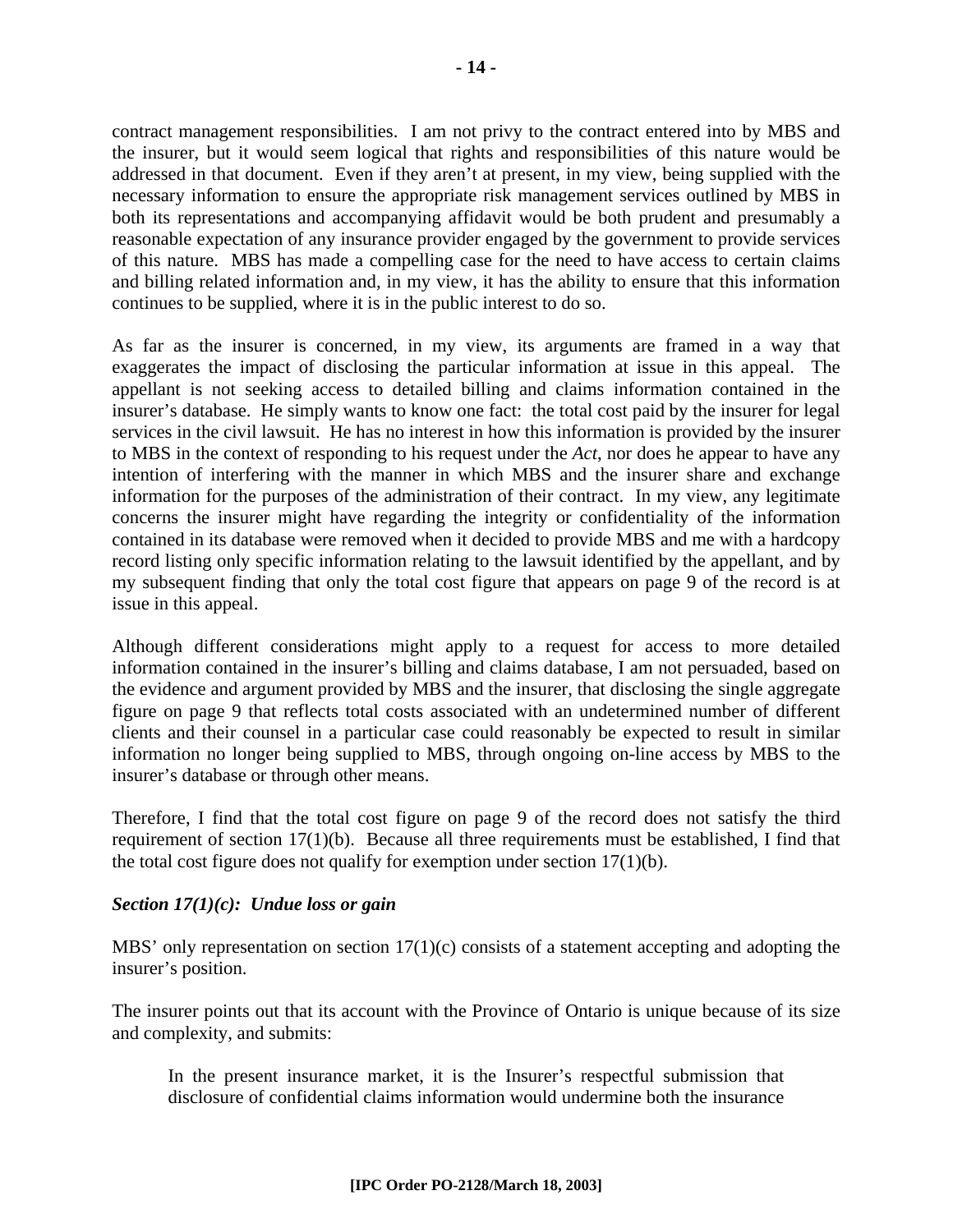contract management responsibilities. I am not privy to the contract entered into by MBS and the insurer, but it would seem logical that rights and responsibilities of this nature would be addressed in that document. Even if they aren't at present, in my view, being supplied with the necessary information to ensure the appropriate risk management services outlined by MBS in both its representations and accompanying affidavit would be both prudent and presumably a reasonable expectation of any insurance provider engaged by the government to provide services of this nature. MBS has made a compelling case for the need to have access to certain claims and billing related information and, in my view, it has the ability to ensure that this information continues to be supplied, where it is in the public interest to do so.

As far as the insurer is concerned, in my view, its arguments are framed in a way that exaggerates the impact of disclosing the particular information at issue in this appeal. The appellant is not seeking access to detailed billing and claims information contained in the insurer's database. He simply wants to know one fact: the total cost paid by the insurer for legal services in the civil lawsuit. He has no interest in how this information is provided by the insurer to MBS in the context of responding to his request under the *Act*, nor does he appear to have any intention of interfering with the manner in which MBS and the insurer share and exchange information for the purposes of the administration of their contract. In my view, any legitimate concerns the insurer might have regarding the integrity or confidentiality of the information contained in its database were removed when it decided to provide MBS and me with a hardcopy record listing only specific information relating to the lawsuit identified by the appellant, and by my subsequent finding that only the total cost figure that appears on page 9 of the record is at issue in this appeal.

Although different considerations might apply to a request for access to more detailed information contained in the insurer's billing and claims database, I am not persuaded, based on the evidence and argument provided by MBS and the insurer, that disclosing the single aggregate figure on page 9 that reflects total costs associated with an undetermined number of different clients and their counsel in a particular case could reasonably be expected to result in similar information no longer being supplied to MBS, through ongoing on-line access by MBS to the insurer's database or through other means.

Therefore, I find that the total cost figure on page 9 of the record does not satisfy the third requirement of section 17(1)(b). Because all three requirements must be established, I find that the total cost figure does not qualify for exemption under section 17(1)(b).

***Section 17(1)(c): Undue loss or gain***

MBS' only representation on section 17(1)(c) consists of a statement accepting and adopting the insurer's position.

The insurer points out that its account with the Province of Ontario is unique because of its size and complexity, and submits:

> In the present insurance market, it is the Insurer's respectful submission that disclosure of confidential claims information would undermine both the insurance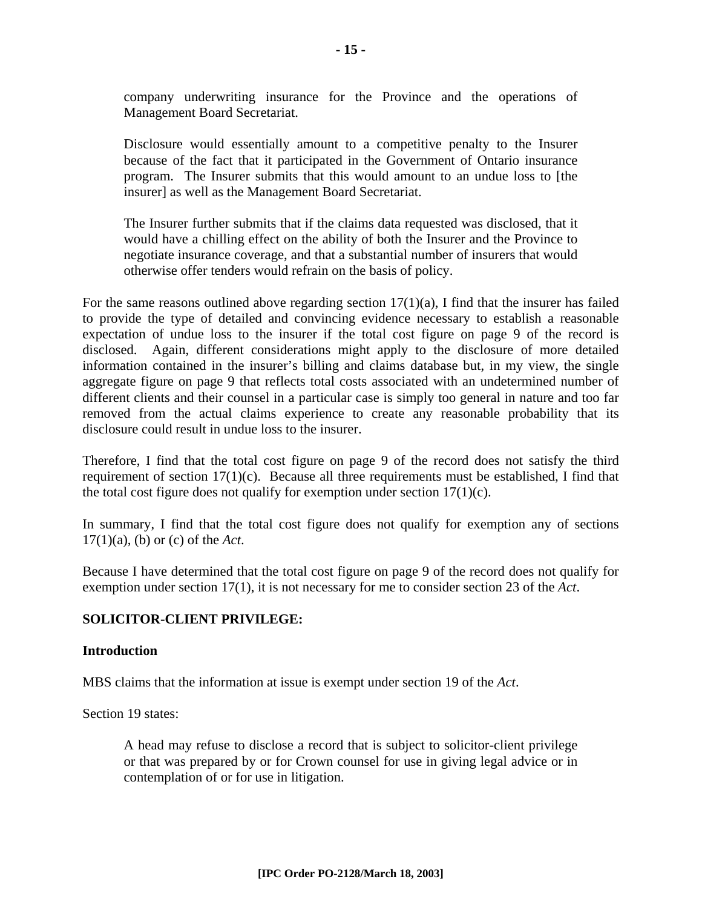> company underwriting insurance for the Province and the operations of Management Board Secretariat.
>
> Disclosure would essentially amount to a competitive penalty to the Insurer because of the fact that it participated in the Government of Ontario insurance program. The Insurer submits that this would amount to an undue loss to [the insurer] as well as the Management Board Secretariat.
>
> The Insurer further submits that if the claims data requested was disclosed, that it would have a chilling effect on the ability of both the Insurer and the Province to negotiate insurance coverage, and that a substantial number of insurers that would otherwise offer tenders would refrain on the basis of policy.

For the same reasons outlined above regarding section 17(1)(a), I find that the insurer has failed to provide the type of detailed and convincing evidence necessary to establish a reasonable expectation of undue loss to the insurer if the total cost figure on page 9 of the record is disclosed. Again, different considerations might apply to the disclosure of more detailed information contained in the insurer's billing and claims database but, in my view, the single aggregate figure on page 9 that reflects total costs associated with an undetermined number of different clients and their counsel in a particular case is simply too general in nature and too far removed from the actual claims experience to create any reasonable probability that its disclosure could result in undue loss to the insurer.

Therefore, I find that the total cost figure on page 9 of the record does not satisfy the third requirement of section 17(1)(c). Because all three requirements must be established, I find that the total cost figure does not qualify for exemption under section 17(1)(c).

In summary, I find that the total cost figure does not qualify for exemption any of sections 17(1)(a), (b) or (c) of the *Act*.

Because I have determined that the total cost figure on page 9 of the record does not qualify for exemption under section 17(1), it is not necessary for me to consider section 23 of the *Act*.

## SOLICITOR-CLIENT PRIVILEGE:

### Introduction

MBS claims that the information at issue is exempt under section 19 of the *Act*.

Section 19 states:

> A head may refuse to disclose a record that is subject to solicitor-client privilege or that was prepared by or for Crown counsel for use in giving legal advice or in contemplation of or for use in litigation.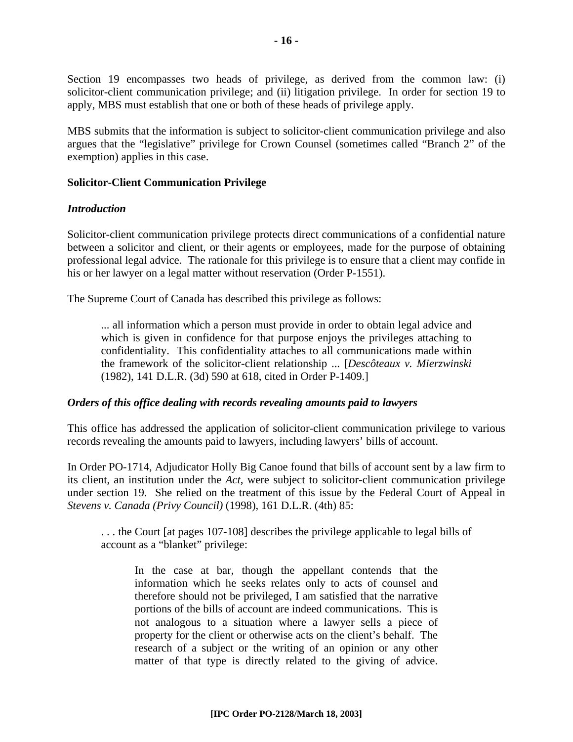Section 19 encompasses two heads of privilege, as derived from the common law: (i) solicitor-client communication privilege; and (ii) litigation privilege. In order for section 19 to apply, MBS must establish that one or both of these heads of privilege apply.

MBS submits that the information is subject to solicitor-client communication privilege and also argues that the "legislative" privilege for Crown Counsel (sometimes called "Branch 2" of the exemption) applies in this case.

**Solicitor-Client Communication Privilege**

***Introduction***

Solicitor-client communication privilege protects direct communications of a confidential nature between a solicitor and client, or their agents or employees, made for the purpose of obtaining professional legal advice. The rationale for this privilege is to ensure that a client may confide in his or her lawyer on a legal matter without reservation (Order P-1551).

The Supreme Court of Canada has described this privilege as follows:

> ... all information which a person must provide in order to obtain legal advice and which is given in confidence for that purpose enjoys the privileges attaching to confidentiality. This confidentiality attaches to all communications made within the framework of the solicitor-client relationship ... [*Descôteaux v. Mierzwinski* (1982), 141 D.L.R. (3d) 590 at 618, cited in Order P-1409.]

***Orders of this office dealing with records revealing amounts paid to lawyers***

This office has addressed the application of solicitor-client communication privilege to various records revealing the amounts paid to lawyers, including lawyers' bills of account.

In Order PO-1714, Adjudicator Holly Big Canoe found that bills of account sent by a law firm to its client, an institution under the *Act*, were subject to solicitor-client communication privilege under section 19. She relied on the treatment of this issue by the Federal Court of Appeal in *Stevens v. Canada (Privy Council)* (1998), 161 D.L.R. (4th) 85:

> . . . the Court [at pages 107-108] describes the privilege applicable to legal bills of account as a "blanket" privilege:
>
> > In the case at bar, though the appellant contends that the information which he seeks relates only to acts of counsel and therefore should not be privileged, I am satisfied that the narrative portions of the bills of account are indeed communications. This is not analogous to a situation where a lawyer sells a piece of property for the client or otherwise acts on the client's behalf. The research of a subject or the writing of an opinion or any other matter of that type is directly related to the giving of advice.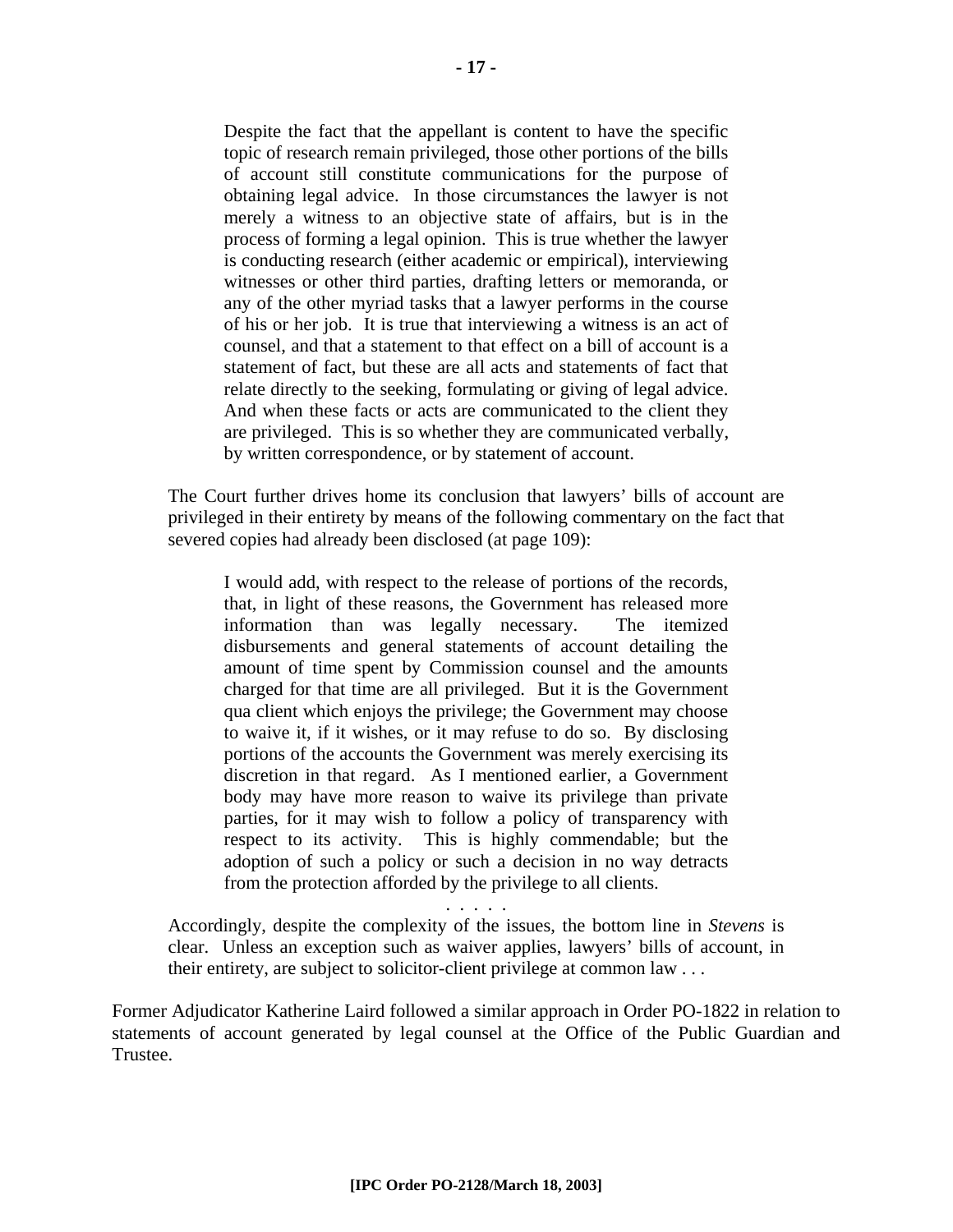> Despite the fact that the appellant is content to have the specific topic of research remain privileged, those other portions of the bills of account still constitute communications for the purpose of obtaining legal advice. In those circumstances the lawyer is not merely a witness to an objective state of affairs, but is in the process of forming a legal opinion. This is true whether the lawyer is conducting research (either academic or empirical), interviewing witnesses or other third parties, drafting letters or memoranda, or any of the other myriad tasks that a lawyer performs in the course of his or her job. It is true that interviewing a witness is an act of counsel, and that a statement to that effect on a bill of account is a statement of fact, but these are all acts and statements of fact that relate directly to the seeking, formulating or giving of legal advice. And when these facts or acts are communicated to the client they are privileged. This is so whether they are communicated verbally, by written correspondence, or by statement of account.

The Court further drives home its conclusion that lawyers' bills of account are privileged in their entirety by means of the following commentary on the fact that severed copies had already been disclosed (at page 109):

> I would add, with respect to the release of portions of the records, that, in light of these reasons, the Government has released more information than was legally necessary. The itemized disbursements and general statements of account detailing the amount of time spent by Commission counsel and the amounts charged for that time are all privileged. But it is the Government qua client which enjoys the privilege; the Government may choose to waive it, if it wishes, or it may refuse to do so. By disclosing portions of the accounts the Government was merely exercising its discretion in that regard. As I mentioned earlier, a Government body may have more reason to waive its privilege than private parties, for it may wish to follow a policy of transparency with respect to its activity. This is highly commendable; but the adoption of such a policy or such a decision in no way detracts from the protection afforded by the privilege to all clients.

. . . . .

Accordingly, despite the complexity of the issues, the bottom line in *Stevens* is clear. Unless an exception such as waiver applies, lawyers' bills of account, in their entirety, are subject to solicitor-client privilege at common law . . .

Former Adjudicator Katherine Laird followed a similar approach in Order PO-1822 in relation to statements of account generated by legal counsel at the Office of the Public Guardian and Trustee.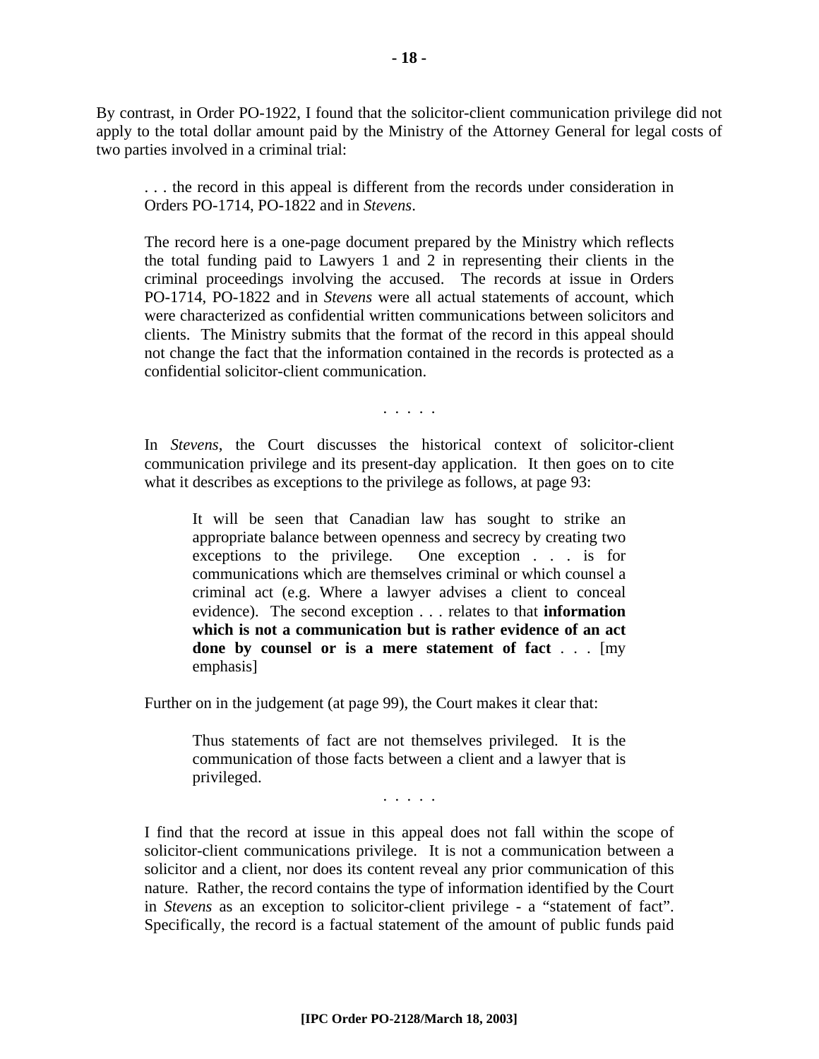By contrast, in Order PO-1922, I found that the solicitor-client communication privilege did not apply to the total dollar amount paid by the Ministry of the Attorney General for legal costs of two parties involved in a criminal trial:

> . . . the record in this appeal is different from the records under consideration in Orders PO-1714, PO-1822 and in *Stevens*.
>
> The record here is a one-page document prepared by the Ministry which reflects the total funding paid to Lawyers 1 and 2 in representing their clients in the criminal proceedings involving the accused. The records at issue in Orders PO-1714, PO-1822 and in *Stevens* were all actual statements of account, which were characterized as confidential written communications between solicitors and clients. The Ministry submits that the format of the record in this appeal should not change the fact that the information contained in the records is protected as a confidential solicitor-client communication.
>
> . . . . .
>
> In *Stevens*, the Court discusses the historical context of solicitor-client communication privilege and its present-day application. It then goes on to cite what it describes as exceptions to the privilege as follows, at page 93:
>
> > It will be seen that Canadian law has sought to strike an appropriate balance between openness and secrecy by creating two exceptions to the privilege. One exception . . . is for communications which are themselves criminal or which counsel a criminal act (e.g. Where a lawyer advises a client to conceal evidence). The second exception . . . relates to that **information which is not a communication but is rather evidence of an act done by counsel or is a mere statement of fact** . . . [my emphasis]
>
> Further on in the judgement (at page 99), the Court makes it clear that:
>
> > Thus statements of fact are not themselves privileged. It is the communication of those facts between a client and a lawyer that is privileged.
>
> . . . . .
>
> I find that the record at issue in this appeal does not fall within the scope of solicitor-client communications privilege. It is not a communication between a solicitor and a client, nor does its content reveal any prior communication of this nature. Rather, the record contains the type of information identified by the Court in *Stevens* as an exception to solicitor-client privilege - a "statement of fact". Specifically, the record is a factual statement of the amount of public funds paid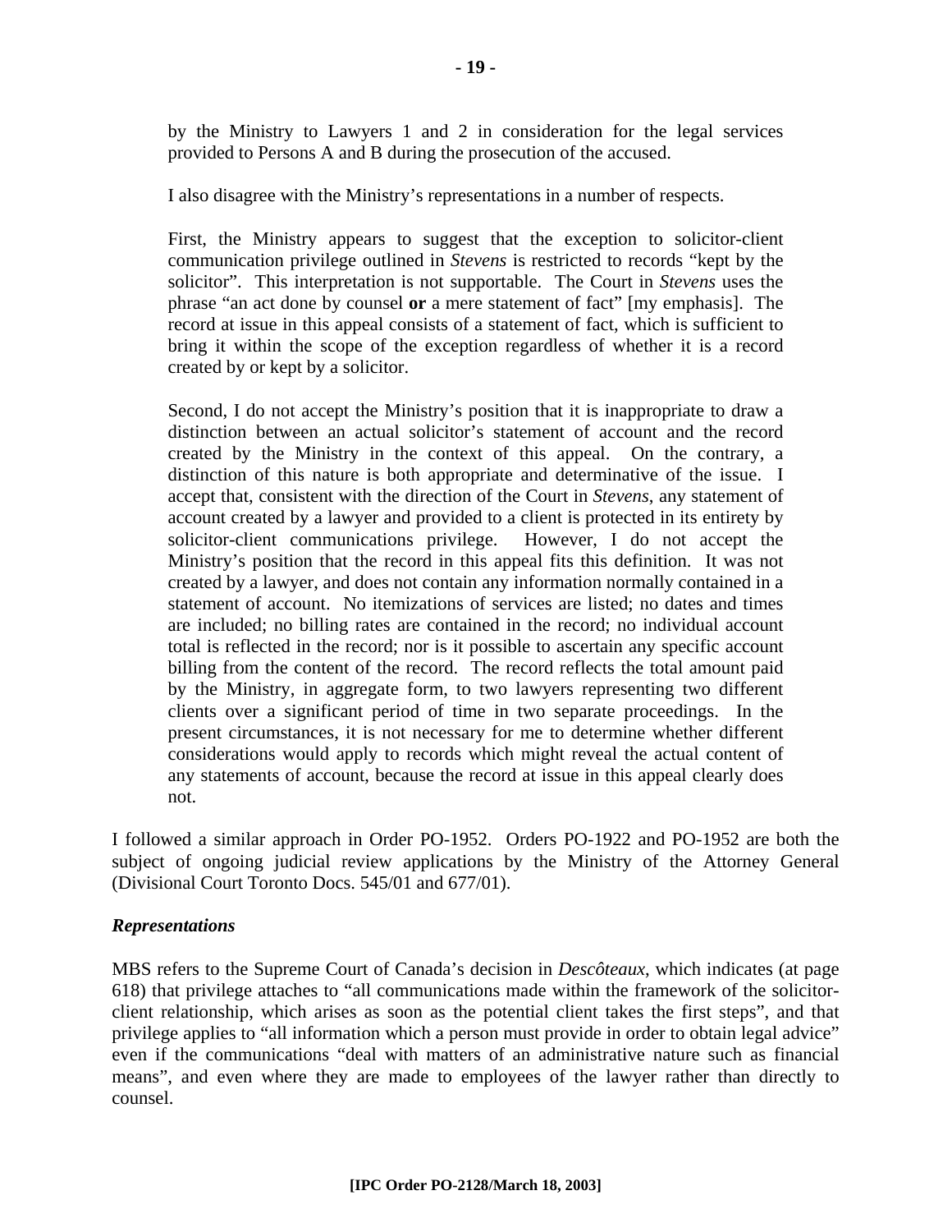> by the Ministry to Lawyers 1 and 2 in consideration for the legal services provided to Persons A and B during the prosecution of the accused.
>
> I also disagree with the Ministry's representations in a number of respects.
>
> First, the Ministry appears to suggest that the exception to solicitor-client communication privilege outlined in *Stevens* is restricted to records "kept by the solicitor". This interpretation is not supportable. The Court in *Stevens* uses the phrase "an act done by counsel **or** a mere statement of fact" [my emphasis]. The record at issue in this appeal consists of a statement of fact, which is sufficient to bring it within the scope of the exception regardless of whether it is a record created by or kept by a solicitor.
>
> Second, I do not accept the Ministry's position that it is inappropriate to draw a distinction between an actual solicitor's statement of account and the record created by the Ministry in the context of this appeal. On the contrary, a distinction of this nature is both appropriate and determinative of the issue. I accept that, consistent with the direction of the Court in *Stevens*, any statement of account created by a lawyer and provided to a client is protected in its entirety by solicitor-client communications privilege. However, I do not accept the Ministry's position that the record in this appeal fits this definition. It was not created by a lawyer, and does not contain any information normally contained in a statement of account. No itemizations of services are listed; no dates and times are included; no billing rates are contained in the record; no individual account total is reflected in the record; nor is it possible to ascertain any specific account billing from the content of the record. The record reflects the total amount paid by the Ministry, in aggregate form, to two lawyers representing two different clients over a significant period of time in two separate proceedings. In the present circumstances, it is not necessary for me to determine whether different considerations would apply to records which might reveal the actual content of any statements of account, because the record at issue in this appeal clearly does not.

I followed a similar approach in Order PO-1952. Orders PO-1922 and PO-1952 are both the subject of ongoing judicial review applications by the Ministry of the Attorney General (Divisional Court Toronto Docs. 545/01 and 677/01).

### *Representations*

MBS refers to the Supreme Court of Canada's decision in *Descôteaux*, which indicates (at page 618) that privilege attaches to "all communications made within the framework of the solicitor-client relationship, which arises as soon as the potential client takes the first steps", and that privilege applies to "all information which a person must provide in order to obtain legal advice" even if the communications "deal with matters of an administrative nature such as financial means", and even where they are made to employees of the lawyer rather than directly to counsel.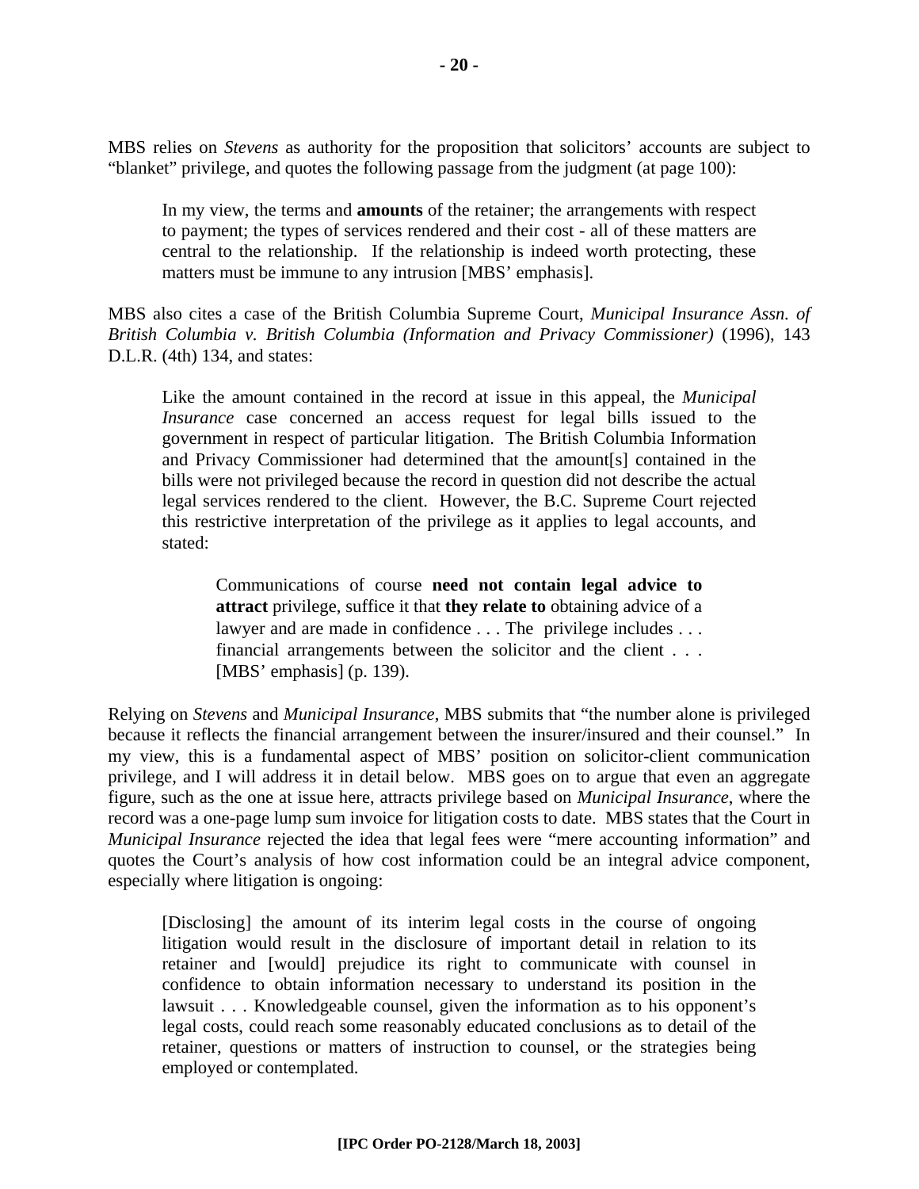MBS relies on *Stevens* as authority for the proposition that solicitors' accounts are subject to "blanket" privilege, and quotes the following passage from the judgment (at page 100):

> In my view, the terms and **amounts** of the retainer; the arrangements with respect to payment; the types of services rendered and their cost - all of these matters are central to the relationship. If the relationship is indeed worth protecting, these matters must be immune to any intrusion [MBS' emphasis].

MBS also cites a case of the British Columbia Supreme Court, *Municipal Insurance Assn. of British Columbia v. British Columbia (Information and Privacy Commissioner)* (1996), 143 D.L.R. (4th) 134, and states:

> Like the amount contained in the record at issue in this appeal, the *Municipal Insurance* case concerned an access request for legal bills issued to the government in respect of particular litigation. The British Columbia Information and Privacy Commissioner had determined that the amount[s] contained in the bills were not privileged because the record in question did not describe the actual legal services rendered to the client. However, the B.C. Supreme Court rejected this restrictive interpretation of the privilege as it applies to legal accounts, and stated:
>
> > Communications of course **need not contain legal advice to attract** privilege, suffice it that **they relate to** obtaining advice of a lawyer and are made in confidence . . . The privilege includes . . . financial arrangements between the solicitor and the client . . . [MBS' emphasis] (p. 139).

Relying on *Stevens* and *Municipal Insurance*, MBS submits that "the number alone is privileged because it reflects the financial arrangement between the insurer/insured and their counsel." In my view, this is a fundamental aspect of MBS' position on solicitor-client communication privilege, and I will address it in detail below. MBS goes on to argue that even an aggregate figure, such as the one at issue here, attracts privilege based on *Municipal Insurance*, where the record was a one-page lump sum invoice for litigation costs to date. MBS states that the Court in *Municipal Insurance* rejected the idea that legal fees were "mere accounting information" and quotes the Court's analysis of how cost information could be an integral advice component, especially where litigation is ongoing:

> [Disclosing] the amount of its interim legal costs in the course of ongoing litigation would result in the disclosure of important detail in relation to its retainer and [would] prejudice its right to communicate with counsel in confidence to obtain information necessary to understand its position in the lawsuit . . . Knowledgeable counsel, given the information as to his opponent's legal costs, could reach some reasonably educated conclusions as to detail of the retainer, questions or matters of instruction to counsel, or the strategies being employed or contemplated.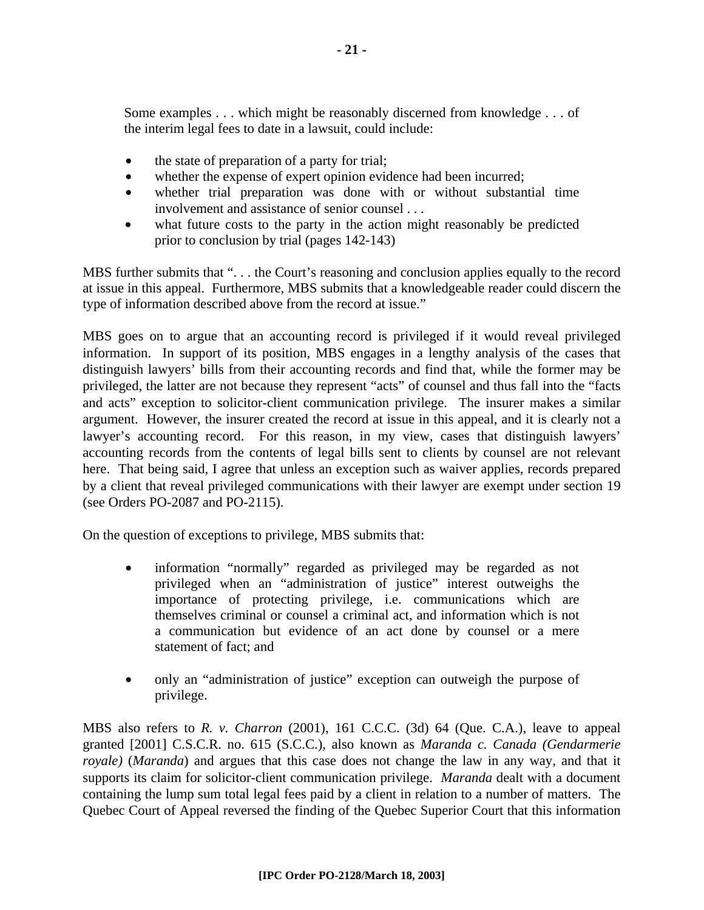> Some examples . . . which might be reasonably discerned from knowledge . . . of the interim legal fees to date in a lawsuit, could include:
>
> - the state of preparation of a party for trial;
> - whether the expense of expert opinion evidence had been incurred;
> - whether trial preparation was done with or without substantial time involvement and assistance of senior counsel . . .
> - what future costs to the party in the action might reasonably be predicted prior to conclusion by trial (pages 142-143)

MBS further submits that ". . . the Court's reasoning and conclusion applies equally to the record at issue in this appeal. Furthermore, MBS submits that a knowledgeable reader could discern the type of information described above from the record at issue."

MBS goes on to argue that an accounting record is privileged if it would reveal privileged information. In support of its position, MBS engages in a lengthy analysis of the cases that distinguish lawyers' bills from their accounting records and find that, while the former may be privileged, the latter are not because they represent "acts" of counsel and thus fall into the "facts and acts" exception to solicitor-client communication privilege. The insurer makes a similar argument. However, the insurer created the record at issue in this appeal, and it is clearly not a lawyer's accounting record. For this reason, in my view, cases that distinguish lawyers' accounting records from the contents of legal bills sent to clients by counsel are not relevant here. That being said, I agree that unless an exception such as waiver applies, records prepared by a client that reveal privileged communications with their lawyer are exempt under section 19 (see Orders PO-2087 and PO-2115).

On the question of exceptions to privilege, MBS submits that:

> - information "normally" regarded as privileged may be regarded as not privileged when an "administration of justice" interest outweighs the importance of protecting privilege, i.e. communications which are themselves criminal or counsel a criminal act, and information which is not a communication but evidence of an act done by counsel or a mere statement of fact; and
>
> - only an "administration of justice" exception can outweigh the purpose of privilege.

MBS also refers to *R. v. Charron* (2001), 161 C.C.C. (3d) 64 (Que. C.A.), leave to appeal granted [2001] C.S.C.R. no. 615 (S.C.C.), also known as *Maranda c. Canada (Gendarmerie royale)* (*Maranda*) and argues that this case does not change the law in any way, and that it supports its claim for solicitor-client communication privilege. *Maranda* dealt with a document containing the lump sum total legal fees paid by a client in relation to a number of matters. The Quebec Court of Appeal reversed the finding of the Quebec Superior Court that this information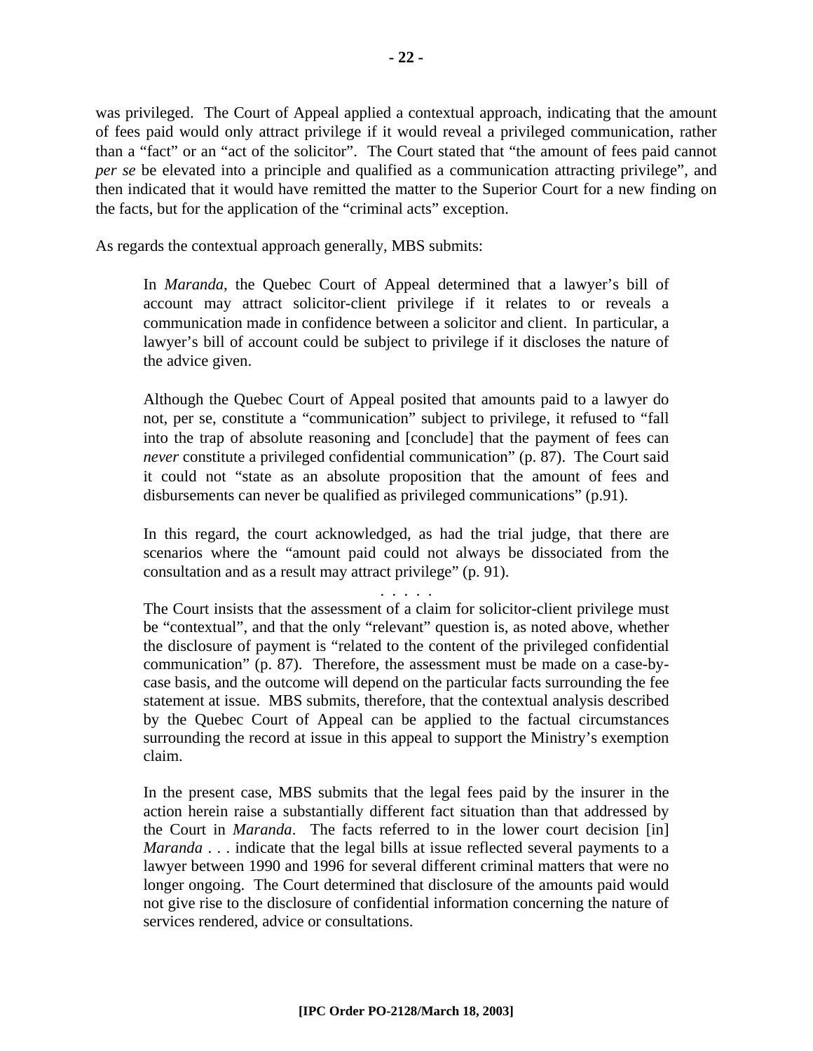was privileged. The Court of Appeal applied a contextual approach, indicating that the amount of fees paid would only attract privilege if it would reveal a privileged communication, rather than a "fact" or an "act of the solicitor". The Court stated that "the amount of fees paid cannot *per se* be elevated into a principle and qualified as a communication attracting privilege", and then indicated that it would have remitted the matter to the Superior Court for a new finding on the facts, but for the application of the "criminal acts" exception.

As regards the contextual approach generally, MBS submits:

> In *Maranda*, the Quebec Court of Appeal determined that a lawyer's bill of account may attract solicitor-client privilege if it relates to or reveals a communication made in confidence between a solicitor and client. In particular, a lawyer's bill of account could be subject to privilege if it discloses the nature of the advice given.
>
> Although the Quebec Court of Appeal posited that amounts paid to a lawyer do not, per se, constitute a "communication" subject to privilege, it refused to "fall into the trap of absolute reasoning and [conclude] that the payment of fees can *never* constitute a privileged confidential communication" (p. 87). The Court said it could not "state as an absolute proposition that the amount of fees and disbursements can never be qualified as privileged communications" (p.91).
>
> In this regard, the court acknowledged, as had the trial judge, that there are scenarios where the "amount paid could not always be dissociated from the consultation and as a result may attract privilege" (p. 91).
>
> . . . . .
>
> The Court insists that the assessment of a claim for solicitor-client privilege must be "contextual", and that the only "relevant" question is, as noted above, whether the disclosure of payment is "related to the content of the privileged confidential communication" (p. 87). Therefore, the assessment must be made on a case-by-case basis, and the outcome will depend on the particular facts surrounding the fee statement at issue. MBS submits, therefore, that the contextual analysis described by the Quebec Court of Appeal can be applied to the factual circumstances surrounding the record at issue in this appeal to support the Ministry's exemption claim.
>
> In the present case, MBS submits that the legal fees paid by the insurer in the action herein raise a substantially different fact situation than that addressed by the Court in *Maranda*. The facts referred to in the lower court decision [in] *Maranda* . . . indicate that the legal bills at issue reflected several payments to a lawyer between 1990 and 1996 for several different criminal matters that were no longer ongoing. The Court determined that disclosure of the amounts paid would not give rise to the disclosure of confidential information concerning the nature of services rendered, advice or consultations.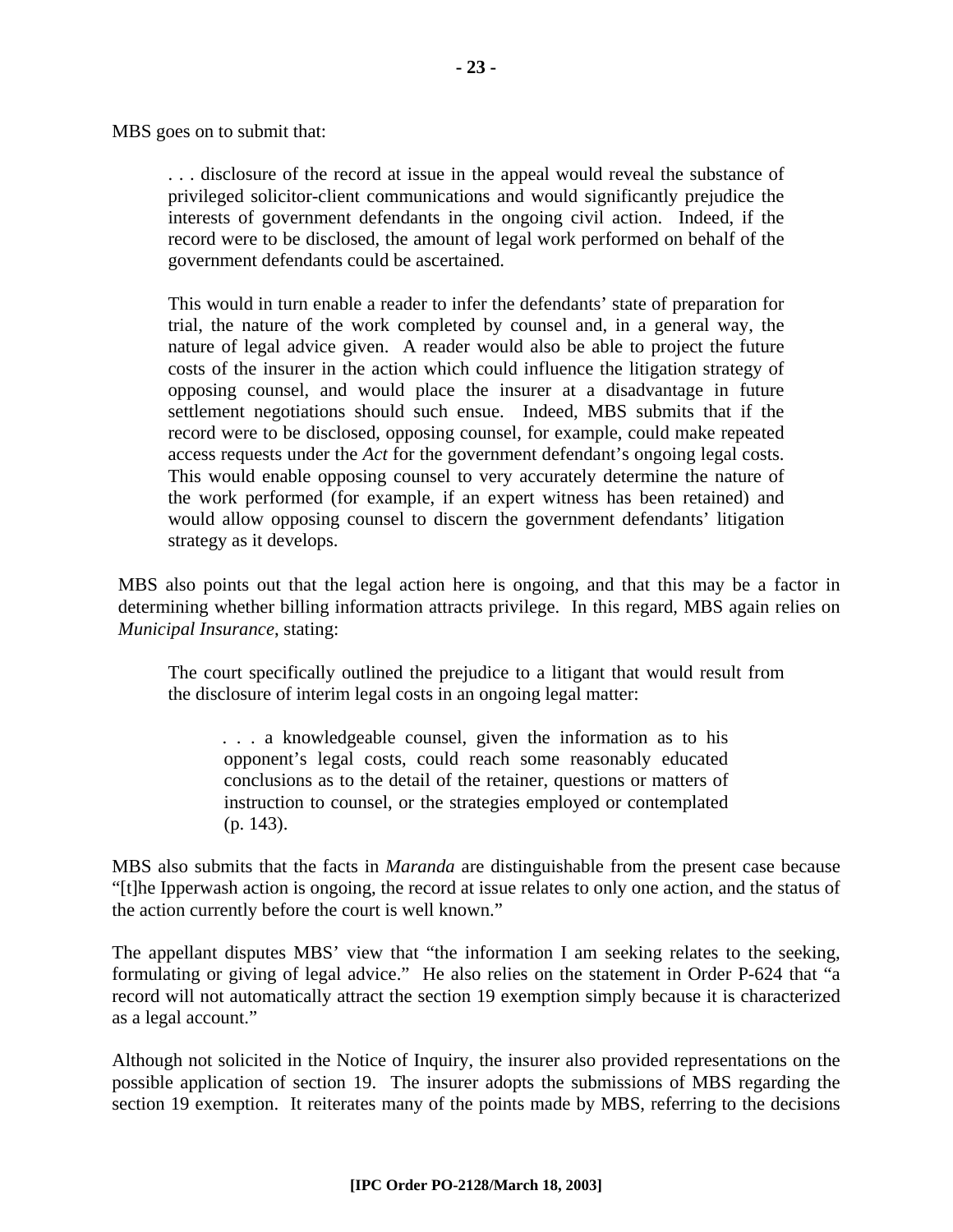MBS goes on to submit that:

> . . . disclosure of the record at issue in the appeal would reveal the substance of privileged solicitor-client communications and would significantly prejudice the interests of government defendants in the ongoing civil action. Indeed, if the record were to be disclosed, the amount of legal work performed on behalf of the government defendants could be ascertained.
>
> This would in turn enable a reader to infer the defendants' state of preparation for trial, the nature of the work completed by counsel and, in a general way, the nature of legal advice given. A reader would also be able to project the future costs of the insurer in the action which could influence the litigation strategy of opposing counsel, and would place the insurer at a disadvantage in future settlement negotiations should such ensue. Indeed, MBS submits that if the record were to be disclosed, opposing counsel, for example, could make repeated access requests under the *Act* for the government defendant's ongoing legal costs. This would enable opposing counsel to very accurately determine the nature of the work performed (for example, if an expert witness has been retained) and would allow opposing counsel to discern the government defendants' litigation strategy as it develops.

MBS also points out that the legal action here is ongoing, and that this may be a factor in determining whether billing information attracts privilege. In this regard, MBS again relies on *Municipal Insurance*, stating:

> The court specifically outlined the prejudice to a litigant that would result from the disclosure of interim legal costs in an ongoing legal matter:
>
> > . . . a knowledgeable counsel, given the information as to his opponent's legal costs, could reach some reasonably educated conclusions as to the detail of the retainer, questions or matters of instruction to counsel, or the strategies employed or contemplated (p. 143).

MBS also submits that the facts in *Maranda* are distinguishable from the present case because "[t]he Ipperwash action is ongoing, the record at issue relates to only one action, and the status of the action currently before the court is well known."

The appellant disputes MBS' view that "the information I am seeking relates to the seeking, formulating or giving of legal advice." He also relies on the statement in Order P-624 that "a record will not automatically attract the section 19 exemption simply because it is characterized as a legal account."

Although not solicited in the Notice of Inquiry, the insurer also provided representations on the possible application of section 19. The insurer adopts the submissions of MBS regarding the section 19 exemption. It reiterates many of the points made by MBS, referring to the decisions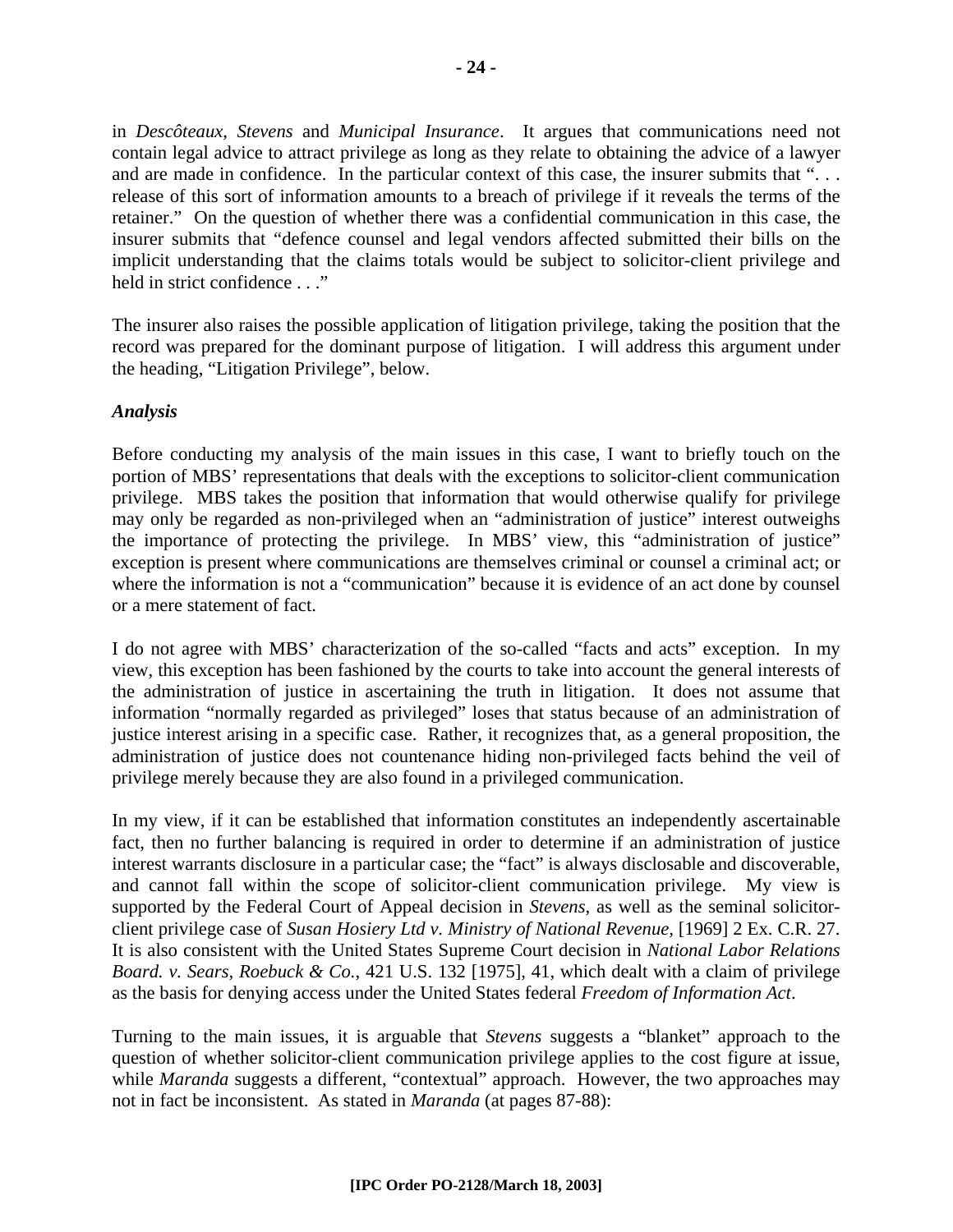in *Descôteaux, Stevens* and *Municipal Insurance*. It argues that communications need not contain legal advice to attract privilege as long as they relate to obtaining the advice of a lawyer and are made in confidence. In the particular context of this case, the insurer submits that ". . . release of this sort of information amounts to a breach of privilege if it reveals the terms of the retainer." On the question of whether there was a confidential communication in this case, the insurer submits that "defence counsel and legal vendors affected submitted their bills on the implicit understanding that the claims totals would be subject to solicitor-client privilege and held in strict confidence . . ."

The insurer also raises the possible application of litigation privilege, taking the position that the record was prepared for the dominant purpose of litigation. I will address this argument under the heading, "Litigation Privilege", below.

### *Analysis*

Before conducting my analysis of the main issues in this case, I want to briefly touch on the portion of MBS' representations that deals with the exceptions to solicitor-client communication privilege. MBS takes the position that information that would otherwise qualify for privilege may only be regarded as non-privileged when an "administration of justice" interest outweighs the importance of protecting the privilege. In MBS' view, this "administration of justice" exception is present where communications are themselves criminal or counsel a criminal act; or where the information is not a "communication" because it is evidence of an act done by counsel or a mere statement of fact.

I do not agree with MBS' characterization of the so-called "facts and acts" exception. In my view, this exception has been fashioned by the courts to take into account the general interests of the administration of justice in ascertaining the truth in litigation. It does not assume that information "normally regarded as privileged" loses that status because of an administration of justice interest arising in a specific case. Rather, it recognizes that, as a general proposition, the administration of justice does not countenance hiding non-privileged facts behind the veil of privilege merely because they are also found in a privileged communication.

In my view, if it can be established that information constitutes an independently ascertainable fact, then no further balancing is required in order to determine if an administration of justice interest warrants disclosure in a particular case; the "fact" is always disclosable and discoverable, and cannot fall within the scope of solicitor-client communication privilege. My view is supported by the Federal Court of Appeal decision in *Stevens*, as well as the seminal solicitor-client privilege case of *Susan Hosiery Ltd v. Ministry of National Revenue*, [1969] 2 Ex. C.R. 27. It is also consistent with the United States Supreme Court decision in *National Labor Relations Board. v. Sears, Roebuck & Co.*, 421 U.S. 132 [1975], 41, which dealt with a claim of privilege as the basis for denying access under the United States federal *Freedom of Information Act*.

Turning to the main issues, it is arguable that *Stevens* suggests a "blanket" approach to the question of whether solicitor-client communication privilege applies to the cost figure at issue, while *Maranda* suggests a different, "contextual" approach. However, the two approaches may not in fact be inconsistent. As stated in *Maranda* (at pages 87-88):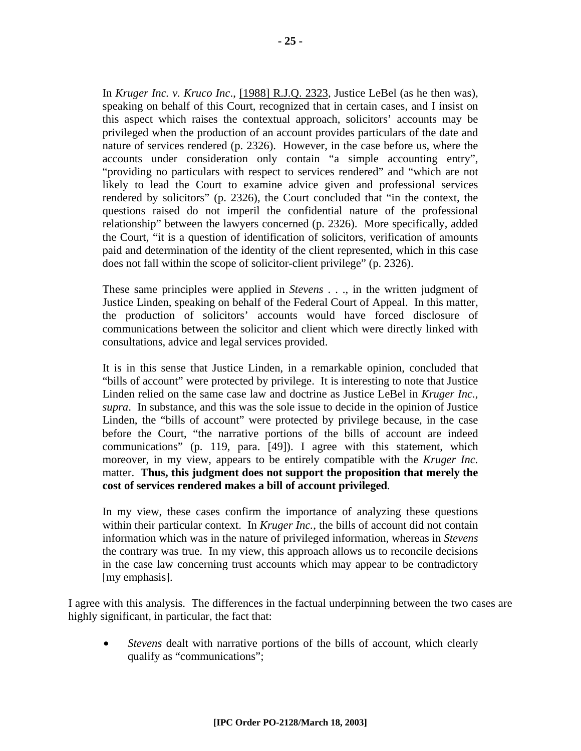> In *Kruger Inc. v. Kruco Inc*., [1988] R.J.Q. 2323, Justice LeBel (as he then was), speaking on behalf of this Court, recognized that in certain cases, and I insist on this aspect which raises the contextual approach, solicitors' accounts may be privileged when the production of an account provides particulars of the date and nature of services rendered (p. 2326). However, in the case before us, where the accounts under consideration only contain "a simple accounting entry", "providing no particulars with respect to services rendered" and "which are not likely to lead the Court to examine advice given and professional services rendered by solicitors" (p. 2326), the Court concluded that "in the context, the questions raised do not imperil the confidential nature of the professional relationship" between the lawyers concerned (p. 2326). More specifically, added the Court, "it is a question of identification of solicitors, verification of amounts paid and determination of the identity of the client represented, which in this case does not fall within the scope of solicitor-client privilege" (p. 2326).
>
> These same principles were applied in *Stevens* . . ., in the written judgment of Justice Linden, speaking on behalf of the Federal Court of Appeal. In this matter, the production of solicitors' accounts would have forced disclosure of communications between the solicitor and client which were directly linked with consultations, advice and legal services provided.
>
> It is in this sense that Justice Linden, in a remarkable opinion, concluded that "bills of account" were protected by privilege. It is interesting to note that Justice Linden relied on the same case law and doctrine as Justice LeBel in *Kruger Inc.*, *supra*. In substance, and this was the sole issue to decide in the opinion of Justice Linden, the "bills of account" were protected by privilege because, in the case before the Court, "the narrative portions of the bills of account are indeed communications" (p. 119, para. [49]). I agree with this statement, which moreover, in my view, appears to be entirely compatible with the *Kruger Inc.* matter. **Thus, this judgment does not support the proposition that merely the cost of services rendered makes a bill of account privileged**.
>
> In my view, these cases confirm the importance of analyzing these questions within their particular context. In *Kruger Inc.*, the bills of account did not contain information which was in the nature of privileged information, whereas in *Stevens* the contrary was true. In my view, this approach allows us to reconcile decisions in the case law concerning trust accounts which may appear to be contradictory [my emphasis].

I agree with this analysis. The differences in the factual underpinning between the two cases are highly significant, in particular, the fact that:

- *Stevens* dealt with narrative portions of the bills of account, which clearly qualify as "communications";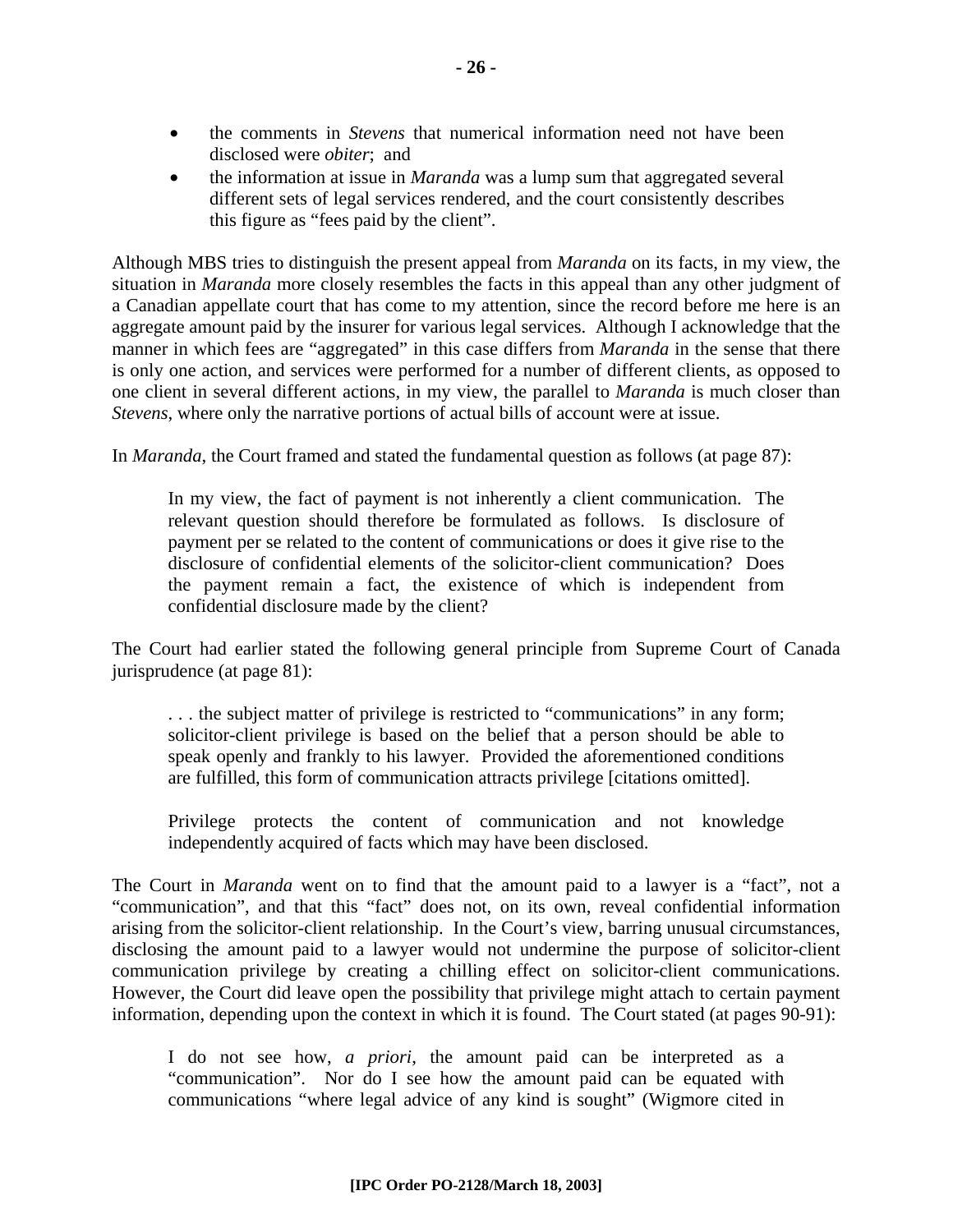- the comments in *Stevens* that numerical information need not have been disclosed were *obiter*; and
- the information at issue in *Maranda* was a lump sum that aggregated several different sets of legal services rendered, and the court consistently describes this figure as "fees paid by the client".

Although MBS tries to distinguish the present appeal from *Maranda* on its facts, in my view, the situation in *Maranda* more closely resembles the facts in this appeal than any other judgment of a Canadian appellate court that has come to my attention, since the record before me here is an aggregate amount paid by the insurer for various legal services. Although I acknowledge that the manner in which fees are "aggregated" in this case differs from *Maranda* in the sense that there is only one action, and services were performed for a number of different clients, as opposed to one client in several different actions, in my view, the parallel to *Maranda* is much closer than *Stevens*, where only the narrative portions of actual bills of account were at issue.

In *Maranda*, the Court framed and stated the fundamental question as follows (at page 87):

> In my view, the fact of payment is not inherently a client communication. The relevant question should therefore be formulated as follows. Is disclosure of payment per se related to the content of communications or does it give rise to the disclosure of confidential elements of the solicitor-client communication? Does the payment remain a fact, the existence of which is independent from confidential disclosure made by the client?

The Court had earlier stated the following general principle from Supreme Court of Canada jurisprudence (at page 81):

> . . . the subject matter of privilege is restricted to "communications" in any form; solicitor-client privilege is based on the belief that a person should be able to speak openly and frankly to his lawyer. Provided the aforementioned conditions are fulfilled, this form of communication attracts privilege [citations omitted].
>
> Privilege protects the content of communication and not knowledge independently acquired of facts which may have been disclosed.

The Court in *Maranda* went on to find that the amount paid to a lawyer is a "fact", not a "communication", and that this "fact" does not, on its own, reveal confidential information arising from the solicitor-client relationship. In the Court's view, barring unusual circumstances, disclosing the amount paid to a lawyer would not undermine the purpose of solicitor-client communication privilege by creating a chilling effect on solicitor-client communications. However, the Court did leave open the possibility that privilege might attach to certain payment information, depending upon the context in which it is found. The Court stated (at pages 90-91):

> I do not see how, *a priori*, the amount paid can be interpreted as a "communication". Nor do I see how the amount paid can be equated with communications "where legal advice of any kind is sought" (Wigmore cited in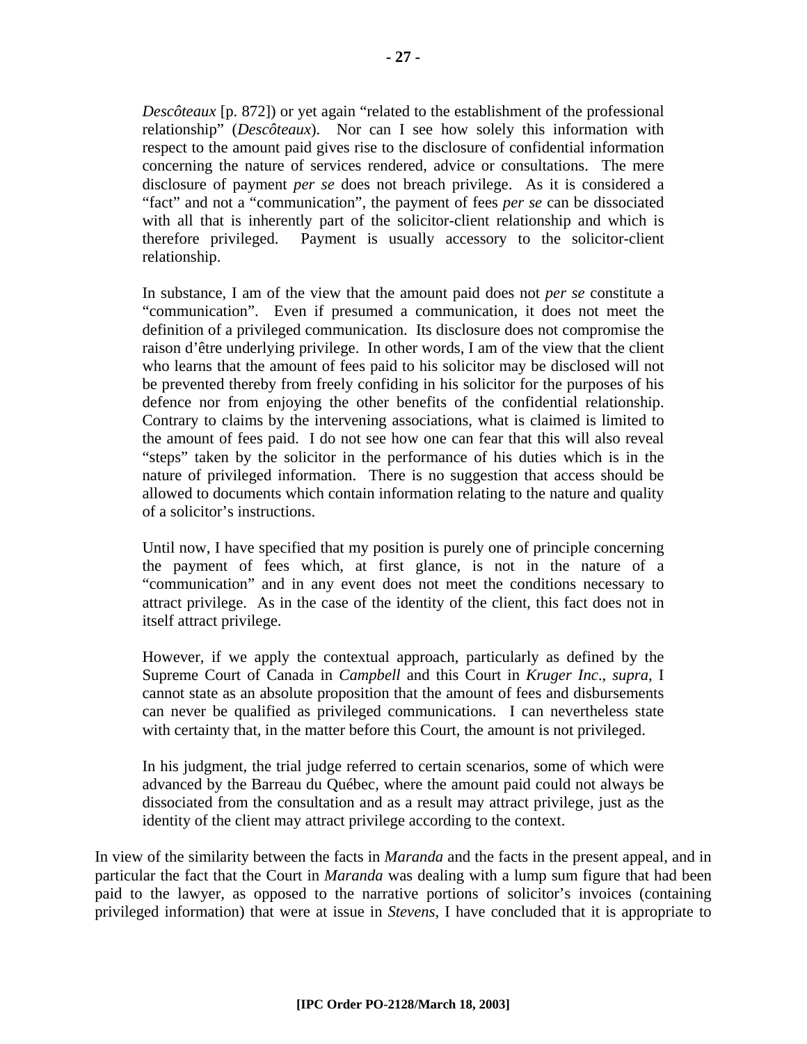> *Descôteaux* [p. 872]) or yet again "related to the establishment of the professional relationship" (*Descôteaux*). Nor can I see how solely this information with respect to the amount paid gives rise to the disclosure of confidential information concerning the nature of services rendered, advice or consultations. The mere disclosure of payment *per se* does not breach privilege. As it is considered a "fact" and not a "communication", the payment of fees *per se* can be dissociated with all that is inherently part of the solicitor-client relationship and which is therefore privileged. Payment is usually accessory to the solicitor-client relationship.
>
> In substance, I am of the view that the amount paid does not *per se* constitute a "communication". Even if presumed a communication, it does not meet the definition of a privileged communication. Its disclosure does not compromise the raison d'être underlying privilege. In other words, I am of the view that the client who learns that the amount of fees paid to his solicitor may be disclosed will not be prevented thereby from freely confiding in his solicitor for the purposes of his defence nor from enjoying the other benefits of the confidential relationship. Contrary to claims by the intervening associations, what is claimed is limited to the amount of fees paid. I do not see how one can fear that this will also reveal "steps" taken by the solicitor in the performance of his duties which is in the nature of privileged information. There is no suggestion that access should be allowed to documents which contain information relating to the nature and quality of a solicitor's instructions.
>
> Until now, I have specified that my position is purely one of principle concerning the payment of fees which, at first glance, is not in the nature of a "communication" and in any event does not meet the conditions necessary to attract privilege. As in the case of the identity of the client, this fact does not in itself attract privilege.
>
> However, if we apply the contextual approach, particularly as defined by the Supreme Court of Canada in *Campbell* and this Court in *Kruger Inc*., *supra*, I cannot state as an absolute proposition that the amount of fees and disbursements can never be qualified as privileged communications. I can nevertheless state with certainty that, in the matter before this Court, the amount is not privileged.
>
> In his judgment, the trial judge referred to certain scenarios, some of which were advanced by the Barreau du Québec, where the amount paid could not always be dissociated from the consultation and as a result may attract privilege, just as the identity of the client may attract privilege according to the context.

In view of the similarity between the facts in *Maranda* and the facts in the present appeal, and in particular the fact that the Court in *Maranda* was dealing with a lump sum figure that had been paid to the lawyer, as opposed to the narrative portions of solicitor's invoices (containing privileged information) that were at issue in *Stevens*, I have concluded that it is appropriate to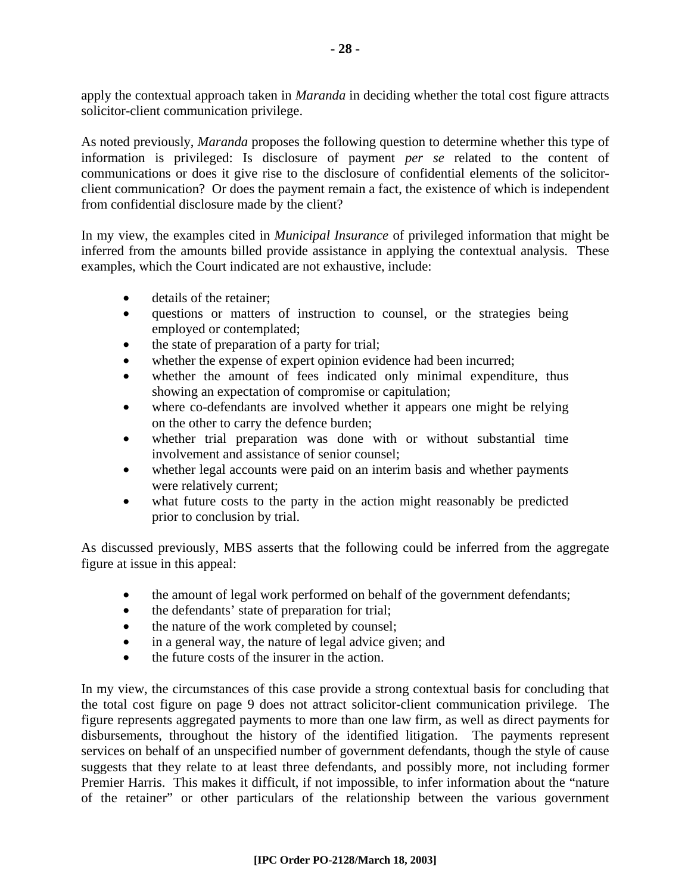apply the contextual approach taken in *Maranda* in deciding whether the total cost figure attracts solicitor-client communication privilege.

As noted previously, *Maranda* proposes the following question to determine whether this type of information is privileged: Is disclosure of payment *per se* related to the content of communications or does it give rise to the disclosure of confidential elements of the solicitor-client communication? Or does the payment remain a fact, the existence of which is independent from confidential disclosure made by the client?

In my view, the examples cited in *Municipal Insurance* of privileged information that might be inferred from the amounts billed provide assistance in applying the contextual analysis. These examples, which the Court indicated are not exhaustive, include:

- details of the retainer;
- questions or matters of instruction to counsel, or the strategies being employed or contemplated;
- the state of preparation of a party for trial;
- whether the expense of expert opinion evidence had been incurred;
- whether the amount of fees indicated only minimal expenditure, thus showing an expectation of compromise or capitulation;
- where co-defendants are involved whether it appears one might be relying on the other to carry the defence burden;
- whether trial preparation was done with or without substantial time involvement and assistance of senior counsel;
- whether legal accounts were paid on an interim basis and whether payments were relatively current;
- what future costs to the party in the action might reasonably be predicted prior to conclusion by trial.

As discussed previously, MBS asserts that the following could be inferred from the aggregate figure at issue in this appeal:

- the amount of legal work performed on behalf of the government defendants;
- the defendants' state of preparation for trial;
- the nature of the work completed by counsel;
- in a general way, the nature of legal advice given; and
- the future costs of the insurer in the action.

In my view, the circumstances of this case provide a strong contextual basis for concluding that the total cost figure on page 9 does not attract solicitor-client communication privilege. The figure represents aggregated payments to more than one law firm, as well as direct payments for disbursements, throughout the history of the identified litigation. The payments represent services on behalf of an unspecified number of government defendants, though the style of cause suggests that they relate to at least three defendants, and possibly more, not including former Premier Harris. This makes it difficult, if not impossible, to infer information about the "nature of the retainer" or other particulars of the relationship between the various government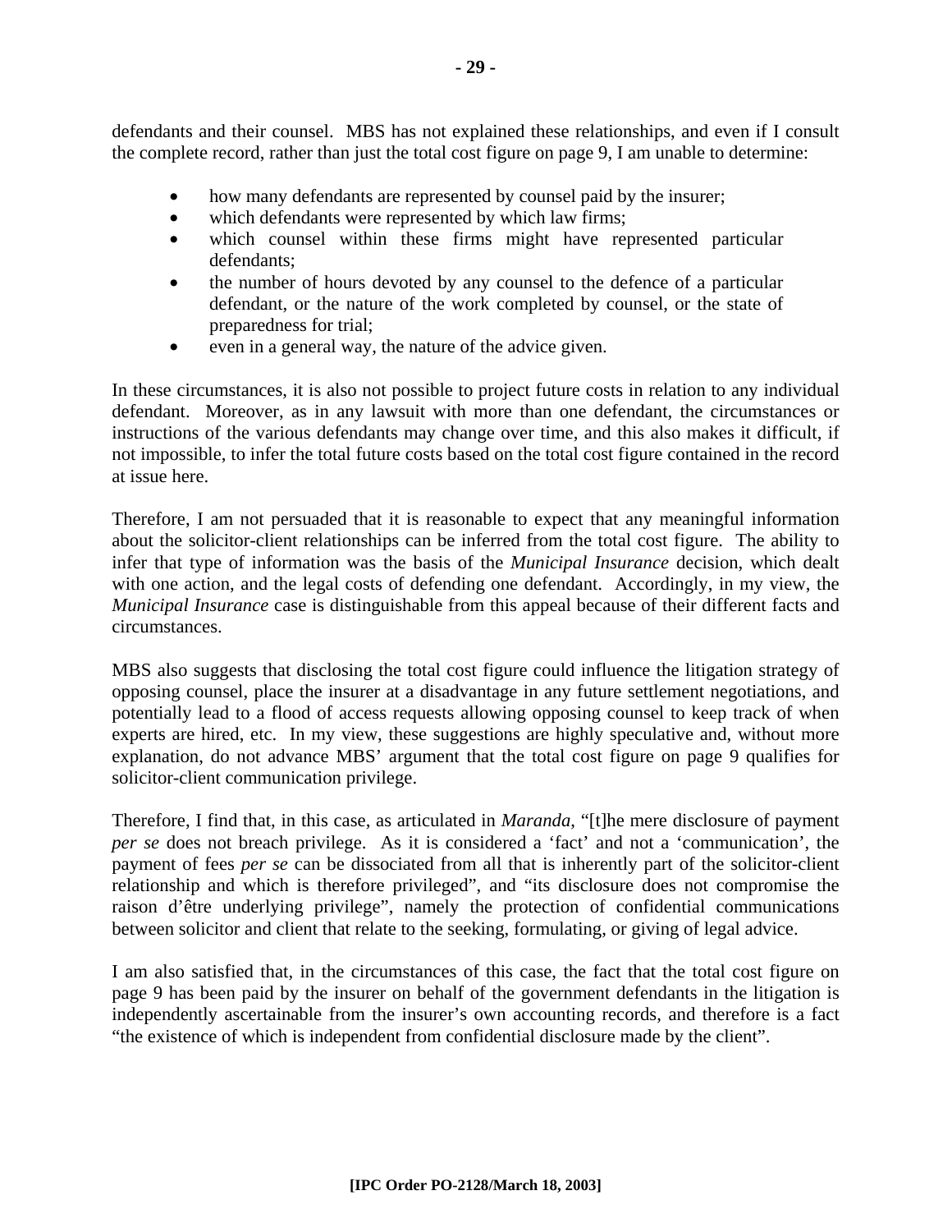defendants and their counsel. MBS has not explained these relationships, and even if I consult the complete record, rather than just the total cost figure on page 9, I am unable to determine:

- how many defendants are represented by counsel paid by the insurer;
- which defendants were represented by which law firms;
- which counsel within these firms might have represented particular defendants;
- the number of hours devoted by any counsel to the defence of a particular defendant, or the nature of the work completed by counsel, or the state of preparedness for trial;
- even in a general way, the nature of the advice given.

In these circumstances, it is also not possible to project future costs in relation to any individual defendant. Moreover, as in any lawsuit with more than one defendant, the circumstances or instructions of the various defendants may change over time, and this also makes it difficult, if not impossible, to infer the total future costs based on the total cost figure contained in the record at issue here.

Therefore, I am not persuaded that it is reasonable to expect that any meaningful information about the solicitor-client relationships can be inferred from the total cost figure. The ability to infer that type of information was the basis of the *Municipal Insurance* decision, which dealt with one action, and the legal costs of defending one defendant. Accordingly, in my view, the *Municipal Insurance* case is distinguishable from this appeal because of their different facts and circumstances.

MBS also suggests that disclosing the total cost figure could influence the litigation strategy of opposing counsel, place the insurer at a disadvantage in any future settlement negotiations, and potentially lead to a flood of access requests allowing opposing counsel to keep track of when experts are hired, etc. In my view, these suggestions are highly speculative and, without more explanation, do not advance MBS' argument that the total cost figure on page 9 qualifies for solicitor-client communication privilege.

Therefore, I find that, in this case, as articulated in *Maranda*, "[t]he mere disclosure of payment *per se* does not breach privilege. As it is considered a 'fact' and not a 'communication', the payment of fees *per se* can be dissociated from all that is inherently part of the solicitor-client relationship and which is therefore privileged", and "its disclosure does not compromise the raison d'être underlying privilege", namely the protection of confidential communications between solicitor and client that relate to the seeking, formulating, or giving of legal advice.

I am also satisfied that, in the circumstances of this case, the fact that the total cost figure on page 9 has been paid by the insurer on behalf of the government defendants in the litigation is independently ascertainable from the insurer's own accounting records, and therefore is a fact "the existence of which is independent from confidential disclosure made by the client".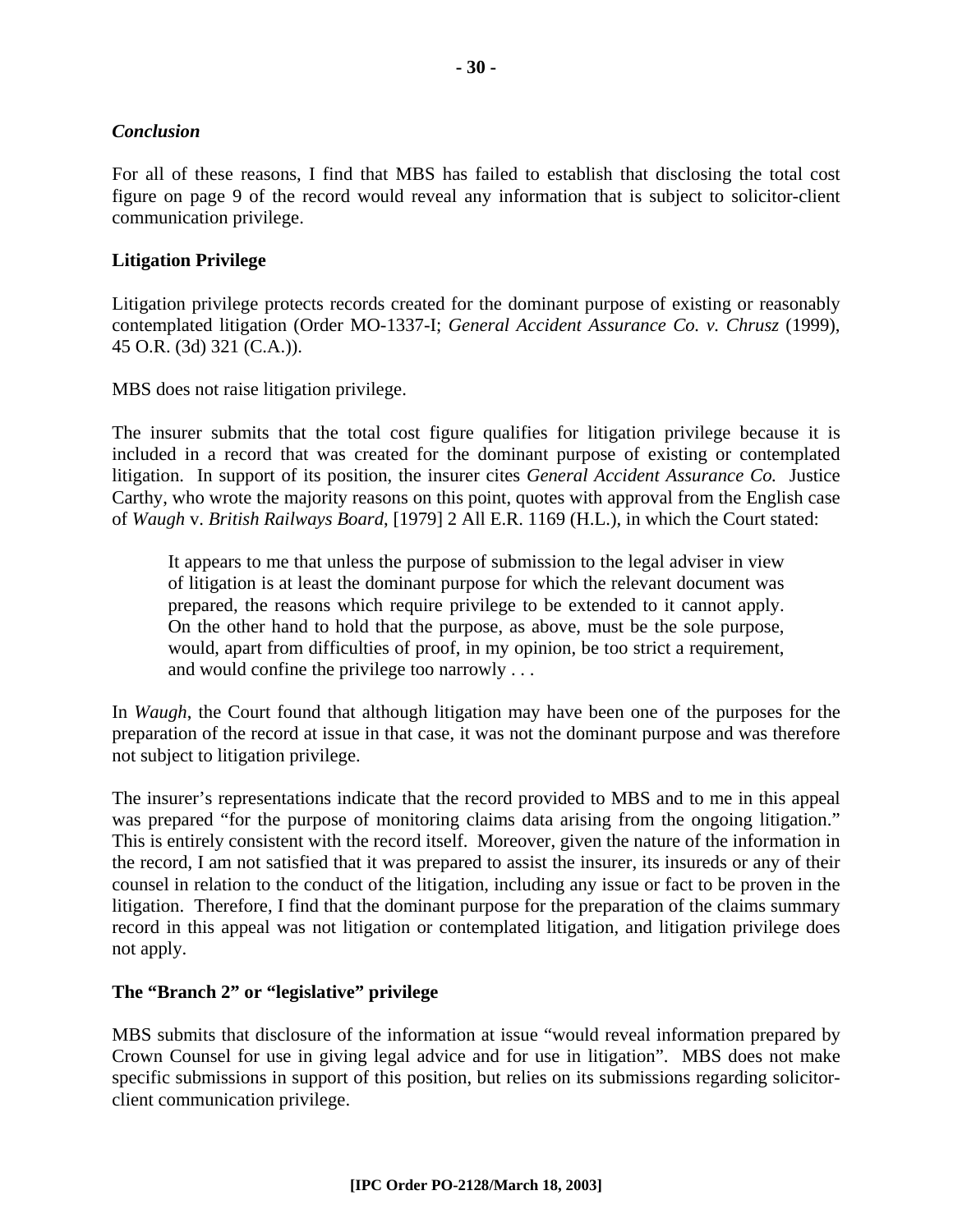### *Conclusion*

For all of these reasons, I find that MBS has failed to establish that disclosing the total cost figure on page 9 of the record would reveal any information that is subject to solicitor-client communication privilege.

### **Litigation Privilege**

Litigation privilege protects records created for the dominant purpose of existing or reasonably contemplated litigation (Order MO-1337-I; *General Accident Assurance Co. v. Chrusz* (1999), 45 O.R. (3d) 321 (C.A.)).

MBS does not raise litigation privilege.

The insurer submits that the total cost figure qualifies for litigation privilege because it is included in a record that was created for the dominant purpose of existing or contemplated litigation. In support of its position, the insurer cites *General Accident Assurance Co.* Justice Carthy, who wrote the majority reasons on this point, quotes with approval from the English case of *Waugh* v. *British Railways Board*, [1979] 2 All E.R. 1169 (H.L.), in which the Court stated:

> It appears to me that unless the purpose of submission to the legal adviser in view of litigation is at least the dominant purpose for which the relevant document was prepared, the reasons which require privilege to be extended to it cannot apply. On the other hand to hold that the purpose, as above, must be the sole purpose, would, apart from difficulties of proof, in my opinion, be too strict a requirement, and would confine the privilege too narrowly . . .

In *Waugh*, the Court found that although litigation may have been one of the purposes for the preparation of the record at issue in that case, it was not the dominant purpose and was therefore not subject to litigation privilege.

The insurer's representations indicate that the record provided to MBS and to me in this appeal was prepared "for the purpose of monitoring claims data arising from the ongoing litigation." This is entirely consistent with the record itself. Moreover, given the nature of the information in the record, I am not satisfied that it was prepared to assist the insurer, its insureds or any of their counsel in relation to the conduct of the litigation, including any issue or fact to be proven in the litigation. Therefore, I find that the dominant purpose for the preparation of the claims summary record in this appeal was not litigation or contemplated litigation, and litigation privilege does not apply.

### **The "Branch 2" or "legislative" privilege**

MBS submits that disclosure of the information at issue "would reveal information prepared by Crown Counsel for use in giving legal advice and for use in litigation". MBS does not make specific submissions in support of this position, but relies on its submissions regarding solicitor-client communication privilege.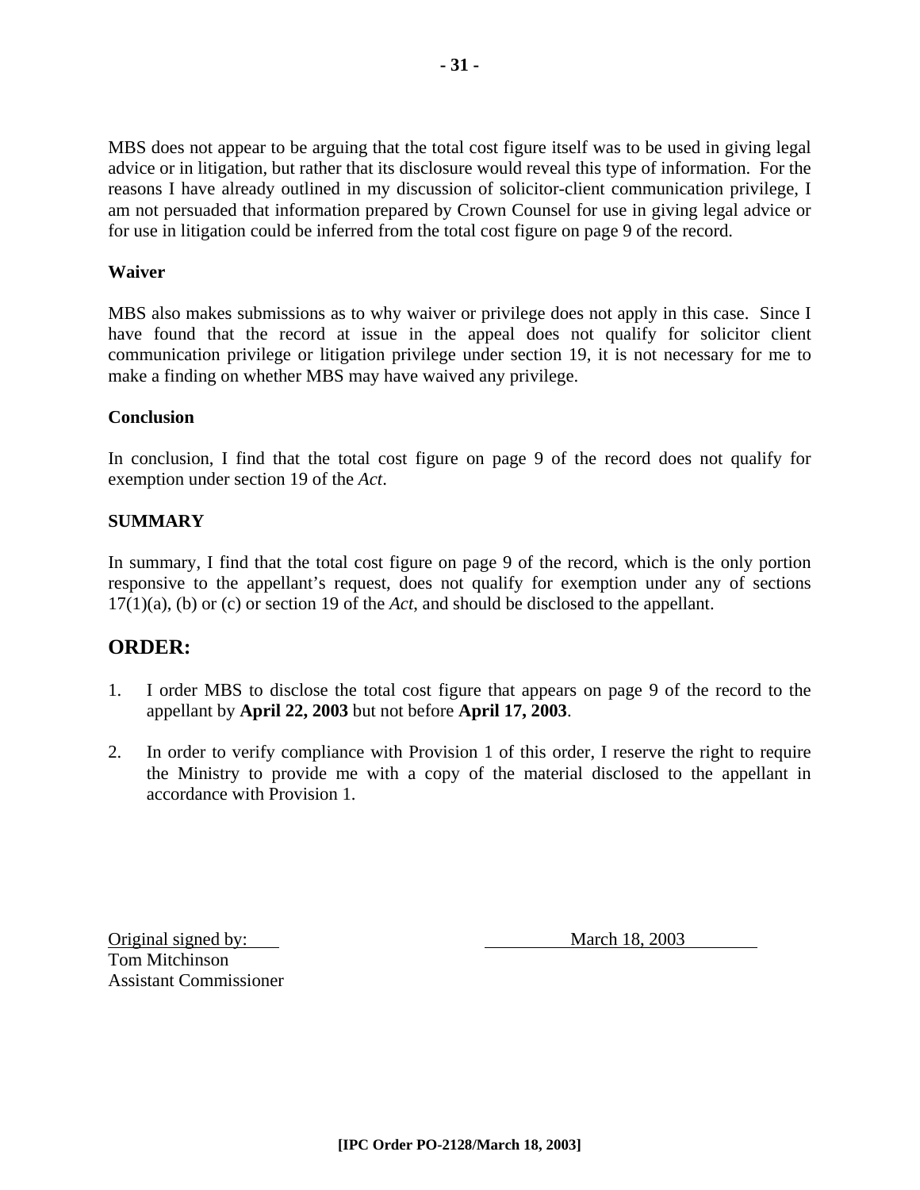MBS does not appear to be arguing that the total cost figure itself was to be used in giving legal advice or in litigation, but rather that its disclosure would reveal this type of information. For the reasons I have already outlined in my discussion of solicitor-client communication privilege, I am not persuaded that information prepared by Crown Counsel for use in giving legal advice or for use in litigation could be inferred from the total cost figure on page 9 of the record.

**Waiver**

MBS also makes submissions as to why waiver or privilege does not apply in this case. Since I have found that the record at issue in the appeal does not qualify for solicitor client communication privilege or litigation privilege under section 19, it is not necessary for me to make a finding on whether MBS may have waived any privilege.

**Conclusion**

In conclusion, I find that the total cost figure on page 9 of the record does not qualify for exemption under section 19 of the *Act*.

**SUMMARY**

In summary, I find that the total cost figure on page 9 of the record, which is the only portion responsive to the appellant's request, does not qualify for exemption under any of sections 17(1)(a), (b) or (c) or section 19 of the *Act*, and should be disclosed to the appellant.

## ORDER:

1. I order MBS to disclose the total cost figure that appears on page 9 of the record to the appellant by **April 22, 2003** but not before **April 17, 2003**.

2. In order to verify compliance with Provision 1 of this order, I reserve the right to require the Ministry to provide me with a copy of the material disclosed to the appellant in accordance with Provision 1.

Original signed by:
Tom Mitchinson
Assistant Commissioner

March 18, 2003

[IPC Order PO-2128/March 18, 2003]